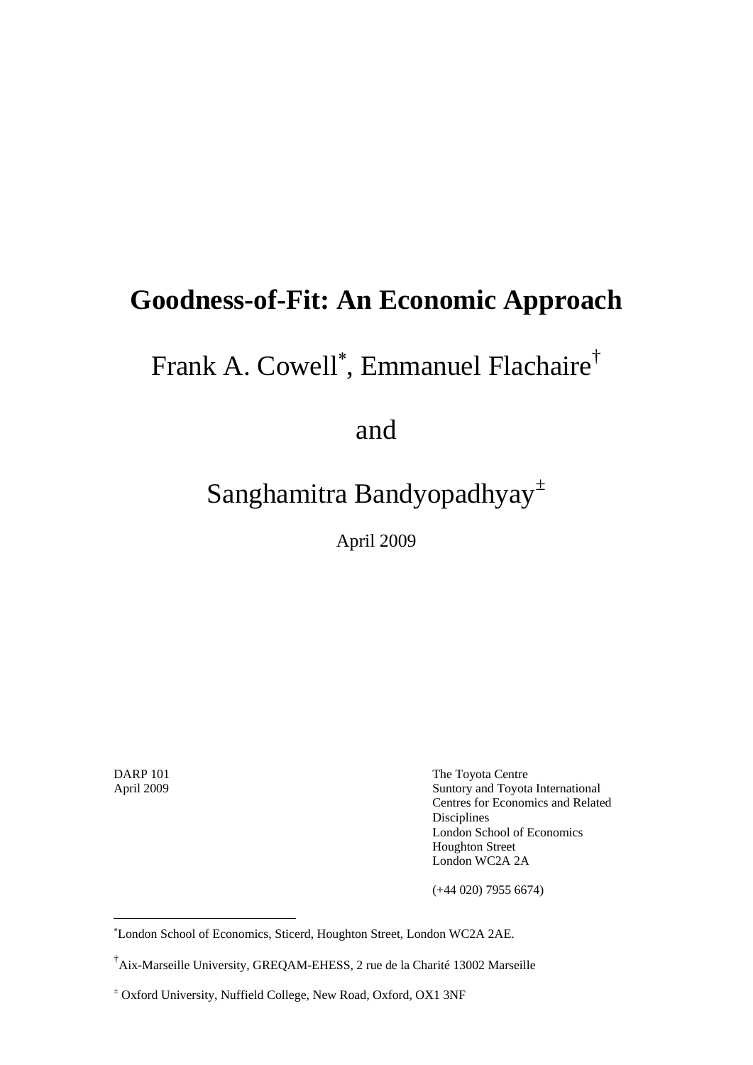# Goodness-of-Fit: An Economic Approach

Frank A. Cowell[*], Emmanuel Flachaire[†]

and

Sanghamitra Bandyopadhyay[±]

April 2009

DARP 101
April 2009

The Toyota Centre
Suntory and Toyota International Centres for Economics and Related Disciplines
London School of Economics
Houghton Street
London WC2A 2A

(+44 020) 7955 6674)

---

[*] London School of Economics, Sticerd, Houghton Street, London WC2A 2AE.

[†] Aix-Marseille University, GREQAM-EHESS, 2 rue de la Charité 13002 Marseille

[±] Oxford University, Nuffield College, New Road, Oxford, OX1 3NF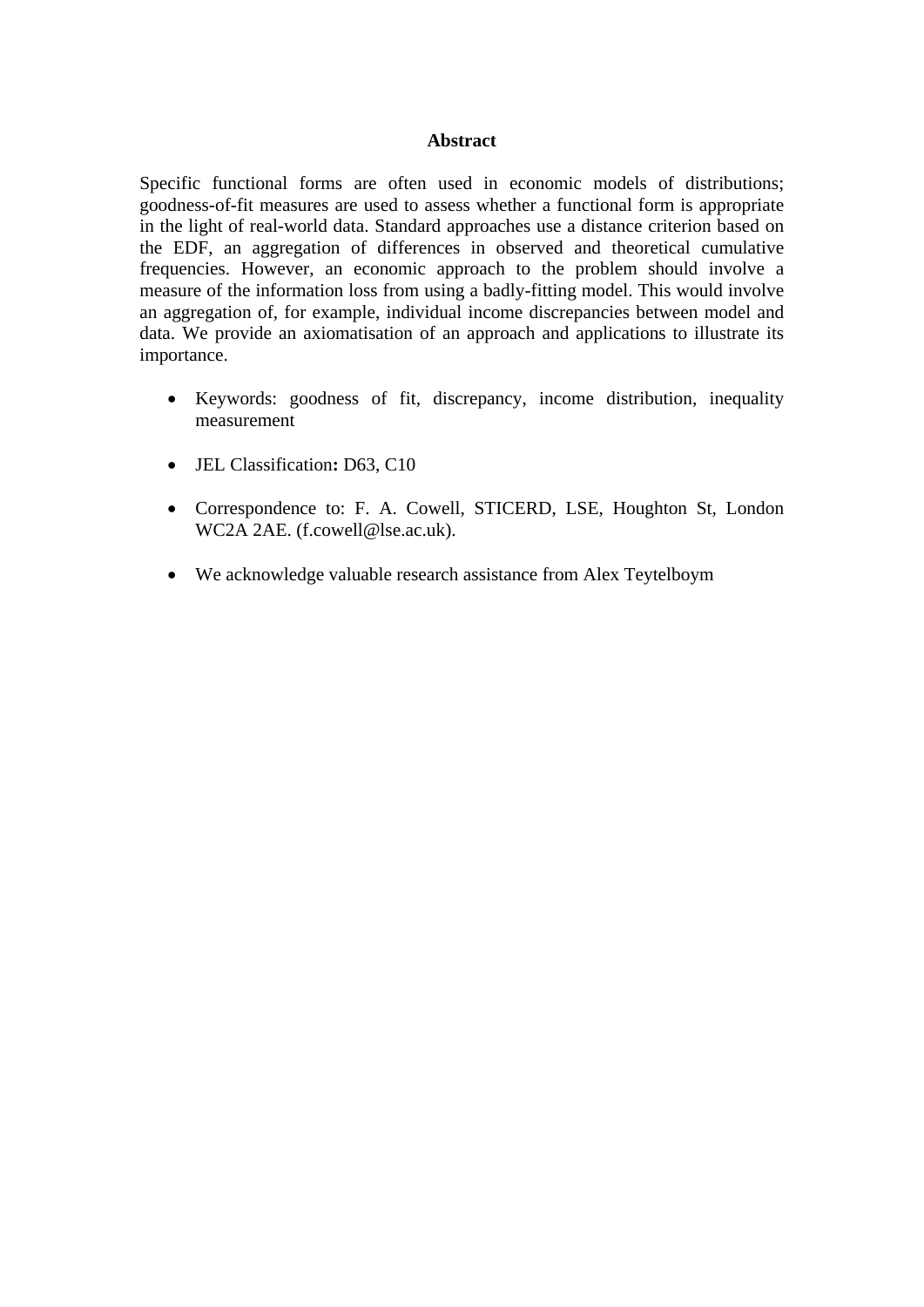## Abstract

Specific functional forms are often used in economic models of distributions; goodness-of-fit measures are used to assess whether a functional form is appropriate in the light of real-world data. Standard approaches use a distance criterion based on the EDF, an aggregation of differences in observed and theoretical cumulative frequencies. However, an economic approach to the problem should involve a measure of the information loss from using a badly-fitting model. This would involve an aggregation of, for example, individual income discrepancies between model and data. We provide an axiomatisation of an approach and applications to illustrate its importance.

- Keywords: goodness of fit, discrepancy, income distribution, inequality measurement
- JEL Classification**:** D63, C10
- Correspondence to: F. A. Cowell, STICERD, LSE, Houghton St, London WC2A 2AE. (f.cowell@lse.ac.uk).
- We acknowledge valuable research assistance from Alex Teytelboym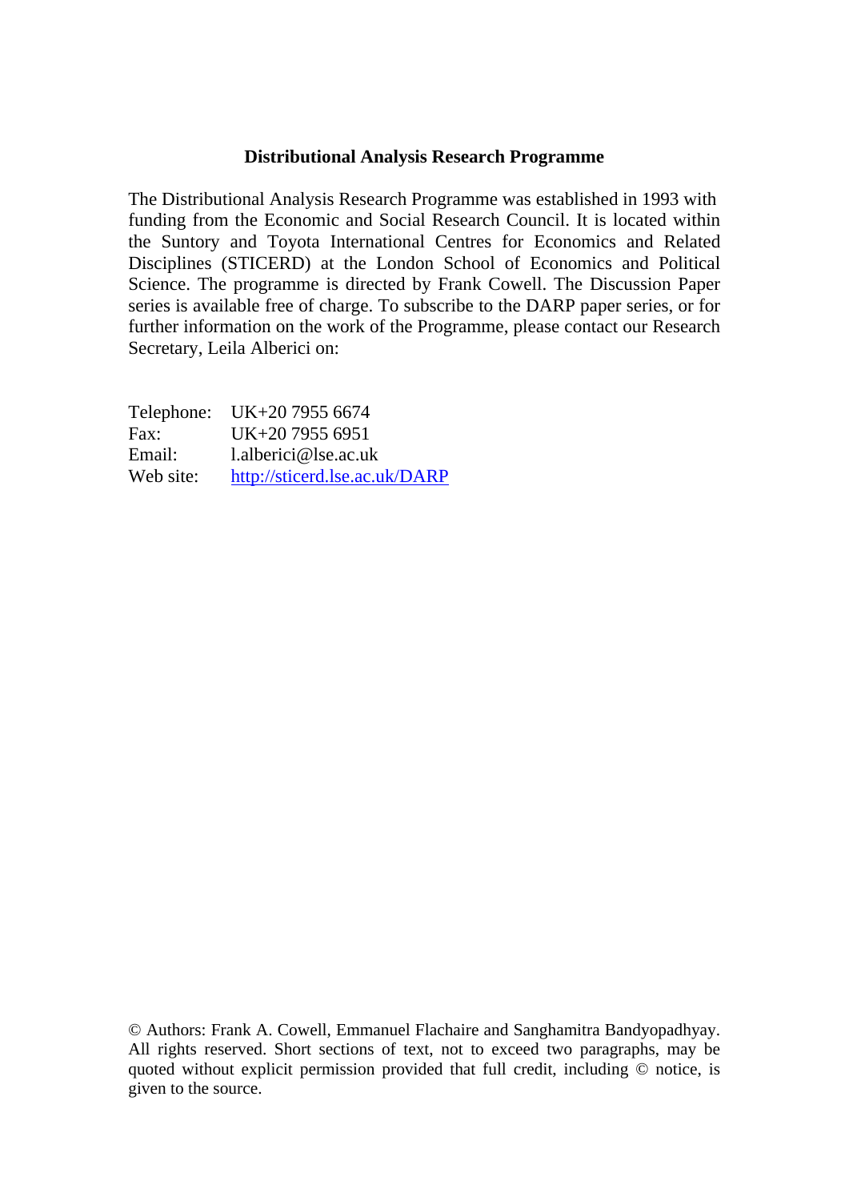**Distributional Analysis Research Programme**

The Distributional Analysis Research Programme was established in 1993 with funding from the Economic and Social Research Council. It is located within the Suntory and Toyota International Centres for Economics and Related Disciplines (STICERD) at the London School of Economics and Political Science. The programme is directed by Frank Cowell. The Discussion Paper series is available free of charge. To subscribe to the DARP paper series, or for further information on the work of the Programme, please contact our Research Secretary, Leila Alberici on:

| | |
|---|---|
| Telephone: | UK+20 7955 6674 |
| Fax: | UK+20 7955 6951 |
| Email: | l.alberici@lse.ac.uk |
| Web site: | http://sticerd.lse.ac.uk/DARP |

© Authors: Frank A. Cowell, Emmanuel Flachaire and Sanghamitra Bandyopadhyay. All rights reserved. Short sections of text, not to exceed two paragraphs, may be quoted without explicit permission provided that full credit, including © notice, is given to the source.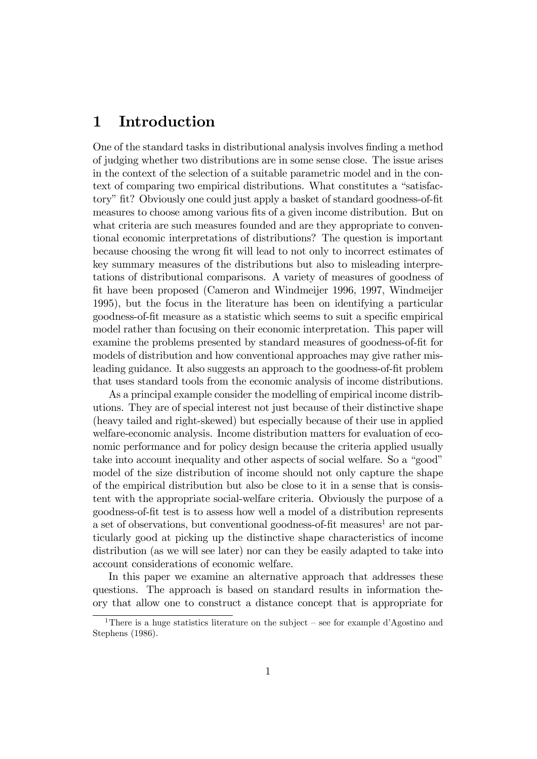# 1 Introduction

One of the standard tasks in distributional analysis involves finding a method of judging whether two distributions are in some sense close. The issue arises in the context of the selection of a suitable parametric model and in the context of comparing two empirical distributions. What constitutes a "satisfactory" fit? Obviously one could just apply a basket of standard goodness-of-fit measures to choose among various fits of a given income distribution. But on what criteria are such measures founded and are they appropriate to conventional economic interpretations of distributions? The question is important because choosing the wrong fit will lead to not only to incorrect estimates of key summary measures of the distributions but also to misleading interpretations of distributional comparisons. A variety of measures of goodness of fit have been proposed (Cameron and Windmeijer 1996, 1997, Windmeijer 1995), but the focus in the literature has been on identifying a particular goodness-of-fit measure as a statistic which seems to suit a specific empirical model rather than focusing on their economic interpretation. This paper will examine the problems presented by standard measures of goodness-of-fit for models of distribution and how conventional approaches may give rather misleading guidance. It also suggests an approach to the goodness-of-fit problem that uses standard tools from the economic analysis of income distributions.

As a principal example consider the modelling of empirical income distributions. They are of special interest not just because of their distinctive shape (heavy tailed and right-skewed) but especially because of their use in applied welfare-economic analysis. Income distribution matters for evaluation of economic performance and for policy design because the criteria applied usually take into account inequality and other aspects of social welfare. So a "good" model of the size distribution of income should not only capture the shape of the empirical distribution but also be close to it in a sense that is consistent with the appropriate social-welfare criteria. Obviously the purpose of a goodness-of-fit test is to assess how well a model of a distribution represents a set of observations, but conventional goodness-of-fit measures[1] are not particularly good at picking up the distinctive shape characteristics of income distribution (as we will see later) nor can they be easily adapted to take into account considerations of economic welfare.

In this paper we examine an alternative approach that addresses these questions. The approach is based on standard results in information theory that allow one to construct a distance concept that is appropriate for

[1] There is a huge statistics literature on the subject – see for example d'Agostino and Stephens (1986).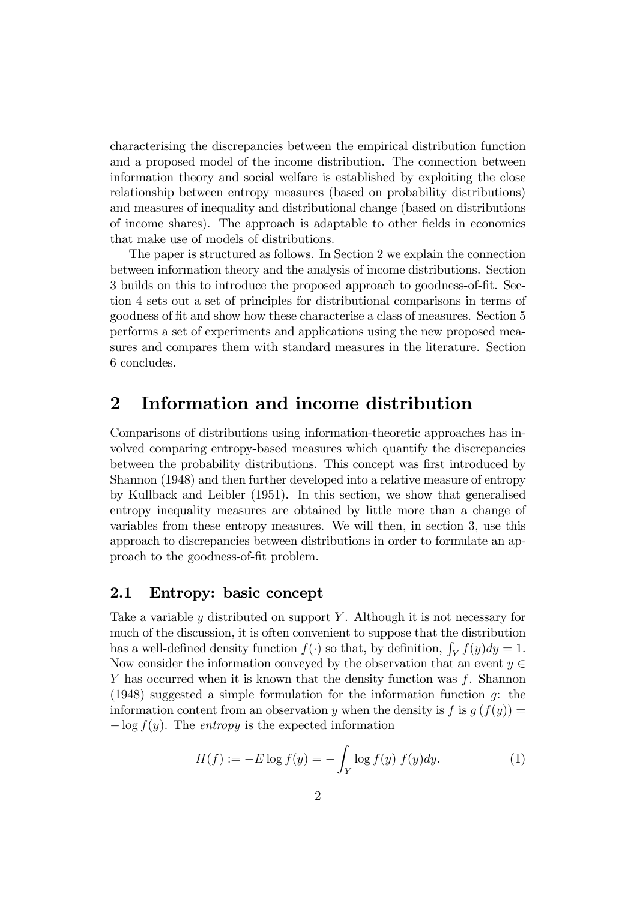characterising the discrepancies between the empirical distribution function and a proposed model of the income distribution. The connection between information theory and social welfare is established by exploiting the close relationship between entropy measures (based on probability distributions) and measures of inequality and distributional change (based on distributions of income shares). The approach is adaptable to other fields in economics that make use of models of distributions.

The paper is structured as follows. In Section 2 we explain the connection between information theory and the analysis of income distributions. Section 3 builds on this to introduce the proposed approach to goodness-of-fit. Section 4 sets out a set of principles for distributional comparisons in terms of goodness of fit and show how these characterise a class of measures. Section 5 performs a set of experiments and applications using the new proposed measures and compares them with standard measures in the literature. Section 6 concludes.

## 2 Information and income distribution

Comparisons of distributions using information-theoretic approaches has involved comparing entropy-based measures which quantify the discrepancies between the probability distributions. This concept was first introduced by Shannon (1948) and then further developed into a relative measure of entropy by Kullback and Leibler (1951). In this section, we show that generalised entropy inequality measures are obtained by little more than a change of variables from these entropy measures. We will then, in section 3, use this approach to discrepancies between distributions in order to formulate an approach to the goodness-of-fit problem.

### 2.1 Entropy: basic concept

Take a variable $y$ distributed on support $Y$. Although it is not necessary for much of the discussion, it is often convenient to suppose that the distribution has a well-defined density function $f(\cdot)$ so that, by definition, $\int_Y f(y)dy = 1$. Now consider the information conveyed by the observation that an event $y \in Y$ has occurred when it is known that the density function was $f$. Shannon (1948) suggested a simple formulation for the information function $g$: the information content from an observation $y$ when the density is $f$ is $g(f(y)) = -\log f(y)$. The *entropy* is the expected information

$$H(f) := -E \log f(y) = -\int_Y \log f(y)\ f(y)dy. \tag{1}$$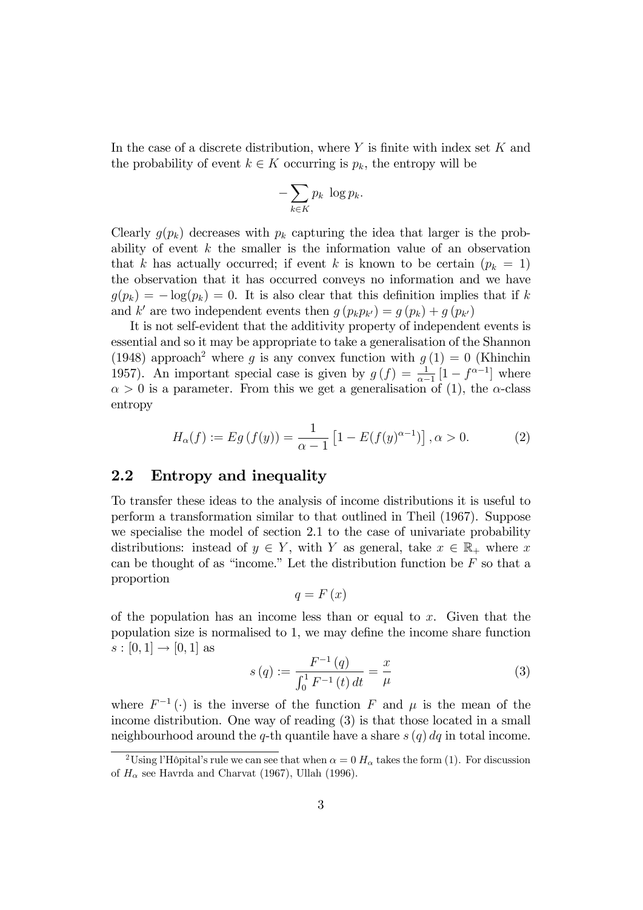In the case of a discrete distribution, where $Y$ is finite with index set $K$ and the probability of event $k \in K$ occurring is $p_k$, the entropy will be

$$-\sum_{k \in K} p_k \, \log p_k.$$

Clearly $g(p_k)$ decreases with $p_k$ capturing the idea that larger is the probability of event $k$ the smaller is the information value of an observation that $k$ has actually occurred; if event $k$ is known to be certain ($p_k = 1$) the observation that it has occurred conveys no information and we have $g(p_k) = -\log(p_k) = 0$. It is also clear that this definition implies that if $k$ and $k'$ are two independent events then $g(p_k p_{k'}) = g(p_k) + g(p_{k'})$

It is not self-evident that the additivity property of independent events is essential and so it may be appropriate to take a generalisation of the Shannon (1948) approach[2] where $g$ is any convex function with $g(1) = 0$ (Khinchin 1957). An important special case is given by $g(f) = \frac{1}{\alpha-1}\left[1 - f^{\alpha-1}\right]$ where $\alpha > 0$ is a parameter. From this we get a generalisation of (1), the $\alpha$-class entropy

$$H_\alpha(f) := Eg(f(y)) = \frac{1}{\alpha - 1}\left[1 - E(f(y)^{\alpha-1})\right], \alpha > 0. \tag{2}$$

## 2.2 Entropy and inequality

To transfer these ideas to the analysis of income distributions it is useful to perform a transformation similar to that outlined in Theil (1967). Suppose we specialise the model of section 2.1 to the case of univariate probability distributions: instead of $y \in Y$, with $Y$ as general, take $x \in \mathbb{R}_+$ where $x$ can be thought of as "income." Let the distribution function be $F$ so that a proportion

$$q = F(x)$$

of the population has an income less than or equal to $x$. Given that the population size is normalised to 1, we may define the income share function $s : [0,1] \to [0,1]$ as

$$s(q) := \frac{F^{-1}(q)}{\int_0^1 F^{-1}(t)\, dt} = \frac{x}{\mu} \tag{3}$$

where $F^{-1}(\cdot)$ is the inverse of the function $F$ and $\mu$ is the mean of the income distribution. One way of reading (3) is that those located in a small neighbourhood around the $q$-th quantile have a share $s(q)\, dq$ in total income.

[2] Using l'Hôpital's rule we can see that when $\alpha = 0$ $H_\alpha$ takes the form (1). For discussion of $H_\alpha$ see Havrda and Charvat (1967), Ullah (1996).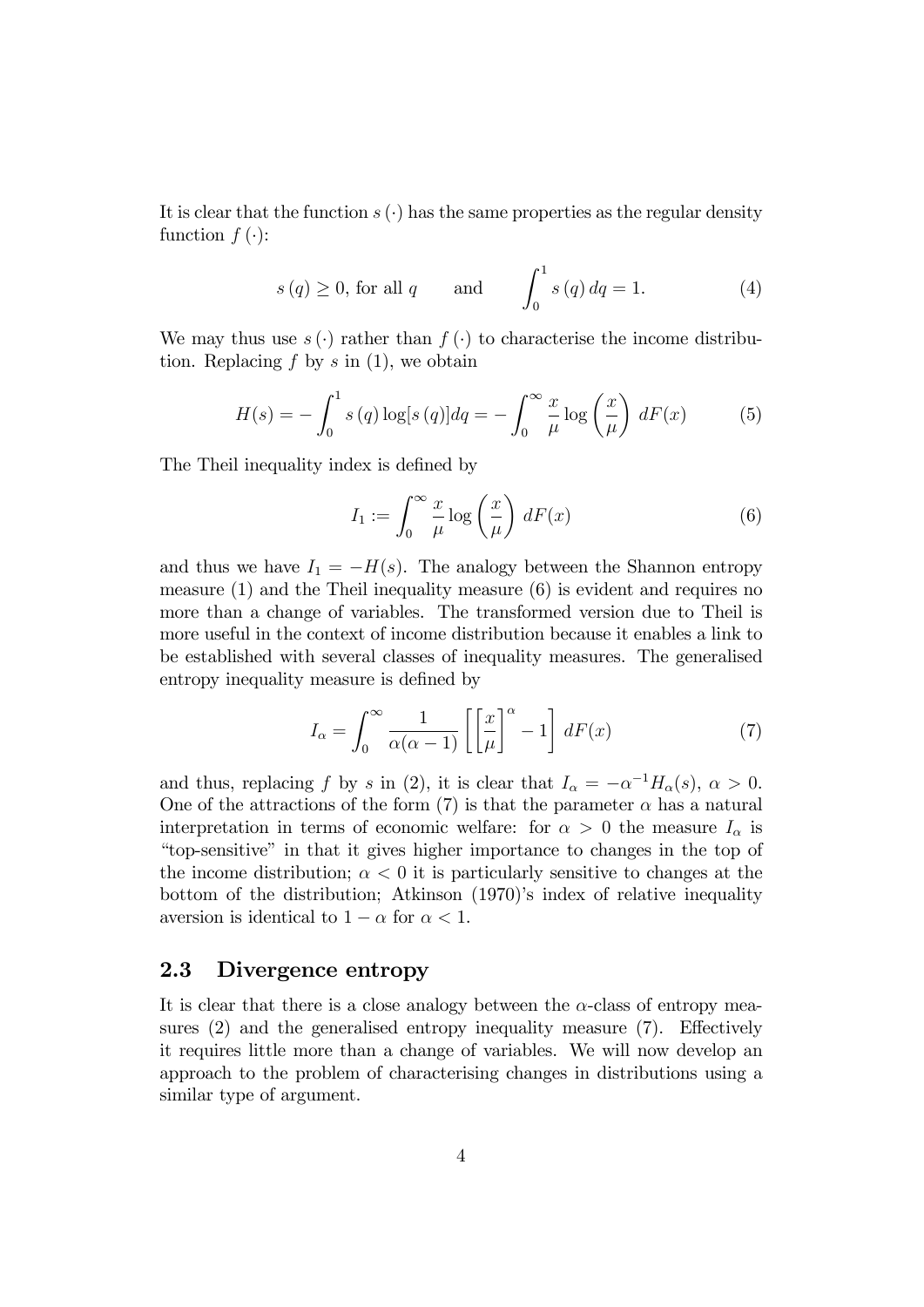It is clear that the function $s(\cdot)$ has the same properties as the regular density function $f(\cdot)$:

$$s(q) \geq 0, \text{ for all } q \qquad \text{and} \qquad \int_0^1 s(q)\, dq = 1. \tag{4}$$

We may thus use $s(\cdot)$ rather than $f(\cdot)$ to characterise the income distribution. Replacing $f$ by $s$ in (1), we obtain

$$H(s) = -\int_0^1 s(q) \log[s(q)] dq = -\int_0^\infty \frac{x}{\mu} \log\left(\frac{x}{\mu}\right)\, dF(x) \tag{5}$$

The Theil inequality index is defined by

$$I_1 := \int_0^\infty \frac{x}{\mu} \log\left(\frac{x}{\mu}\right)\, dF(x) \tag{6}$$

and thus we have $I_1 = -H(s)$. The analogy between the Shannon entropy measure (1) and the Theil inequality measure (6) is evident and requires no more than a change of variables. The transformed version due to Theil is more useful in the context of income distribution because it enables a link to be established with several classes of inequality measures. The generalised entropy inequality measure is defined by

$$I_\alpha = \int_0^\infty \frac{1}{\alpha(\alpha-1)} \left[\left[\frac{x}{\mu}\right]^\alpha - 1\right]\, dF(x) \tag{7}$$

and thus, replacing $f$ by $s$ in (2), it is clear that $I_\alpha = -\alpha^{-1} H_\alpha(s)$, $\alpha > 0$. One of the attractions of the form (7) is that the parameter $\alpha$ has a natural interpretation in terms of economic welfare: for $\alpha > 0$ the measure $I_\alpha$ is "top-sensitive" in that it gives higher importance to changes in the top of the income distribution; $\alpha < 0$ it is particularly sensitive to changes at the bottom of the distribution; Atkinson (1970)'s index of relative inequality aversion is identical to $1 - \alpha$ for $\alpha < 1$.

### 2.3 Divergence entropy

It is clear that there is a close analogy between the $\alpha$-class of entropy measures (2) and the generalised entropy inequality measure (7). Effectively it requires little more than a change of variables. We will now develop an approach to the problem of characterising changes in distributions using a similar type of argument.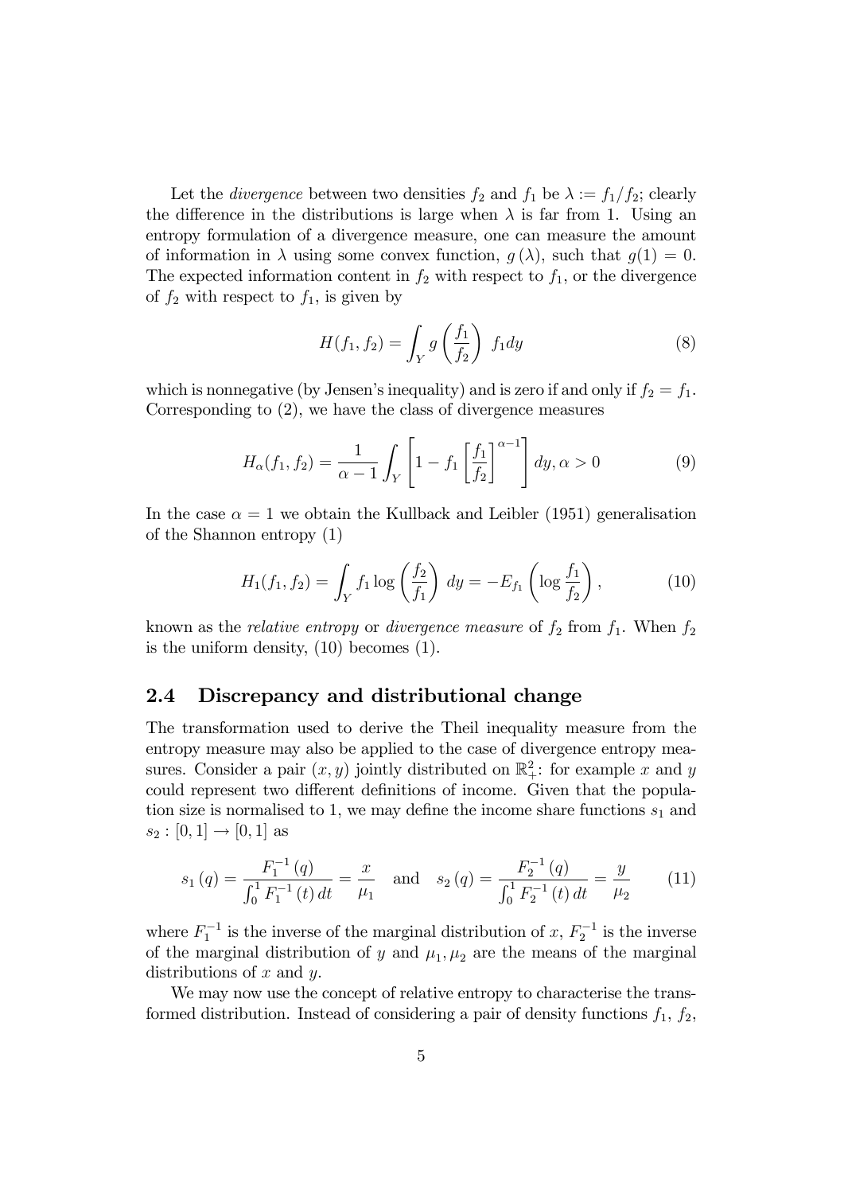Let the *divergence* between two densities $f_2$ and $f_1$ be $\lambda := f_1/f_2$; clearly the difference in the distributions is large when $\lambda$ is far from 1. Using an entropy formulation of a divergence measure, one can measure the amount of information in $\lambda$ using some convex function, $g(\lambda)$, such that $g(1) = 0$. The expected information content in $f_2$ with respect to $f_1$, or the divergence of $f_2$ with respect to $f_1$, is given by

$$H(f_1, f_2) = \int_Y g\left(\frac{f_1}{f_2}\right) f_1 dy \tag{8}$$

which is nonnegative (by Jensen's inequality) and is zero if and only if $f_2 = f_1$. Corresponding to (2), we have the class of divergence measures

$$H_\alpha(f_1, f_2) = \frac{1}{\alpha - 1} \int_Y \left[1 - f_1 \left[\frac{f_1}{f_2}\right]^{\alpha-1}\right] dy, \alpha > 0 \tag{9}$$

In the case $\alpha = 1$ we obtain the Kullback and Leibler (1951) generalisation of the Shannon entropy (1)

$$H_1(f_1, f_2) = \int_Y f_1 \log\left(\frac{f_2}{f_1}\right) dy = -E_{f_1}\left(\log\frac{f_1}{f_2}\right), \tag{10}$$

known as the *relative entropy* or *divergence measure* of $f_2$ from $f_1$. When $f_2$ is the uniform density, (10) becomes (1).

## 2.4 Discrepancy and distributional change

The transformation used to derive the Theil inequality measure from the entropy measure may also be applied to the case of divergence entropy measures. Consider a pair $(x, y)$ jointly distributed on $\mathbb{R}_+^2$: for example $x$ and $y$ could represent two different definitions of income. Given that the population size is normalised to 1, we may define the income share functions $s_1$ and $s_2 : [0,1] \to [0,1]$ as

$$s_1(q) = \frac{F_1^{-1}(q)}{\int_0^1 F_1^{-1}(t)\,dt} = \frac{x}{\mu_1} \quad \text{and} \quad s_2(q) = \frac{F_2^{-1}(q)}{\int_0^1 F_2^{-1}(t)\,dt} = \frac{y}{\mu_2} \tag{11}$$

where $F_1^{-1}$ is the inverse of the marginal distribution of $x$, $F_2^{-1}$ is the inverse of the marginal distribution of $y$ and $\mu_1, \mu_2$ are the means of the marginal distributions of $x$ and $y$.

We may now use the concept of relative entropy to characterise the transformed distribution. Instead of considering a pair of density functions $f_1$, $f_2$,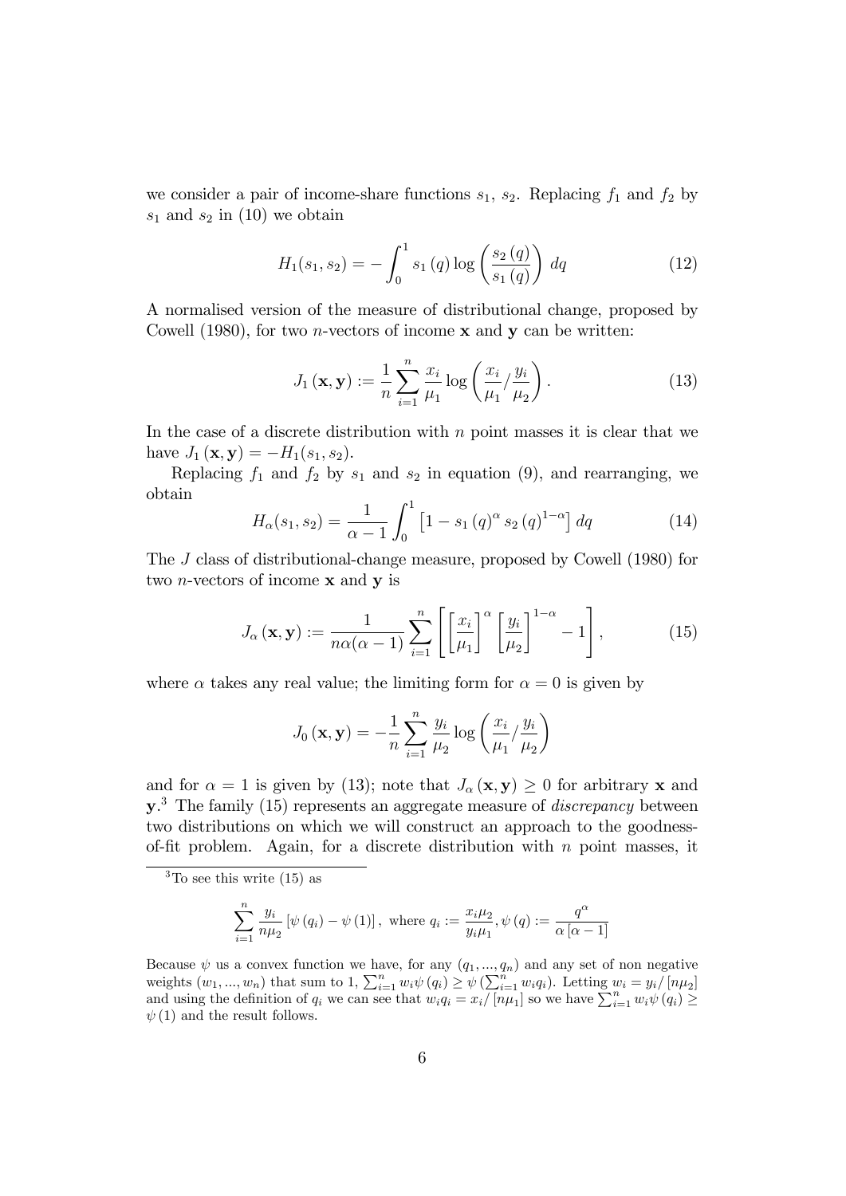we consider a pair of income-share functions $s_1$, $s_2$. Replacing $f_1$ and $f_2$ by $s_1$ and $s_2$ in (10) we obtain

$$H_1(s_1, s_2) = -\int_0^1 s_1(q) \log\left(\frac{s_2(q)}{s_1(q)}\right) dq \tag{12}$$

A normalised version of the measure of distributional change, proposed by Cowell (1980), for two $n$-vectors of income $\mathbf{x}$ and $\mathbf{y}$ can be written:

$$J_1(\mathbf{x}, \mathbf{y}) := \frac{1}{n}\sum_{i=1}^{n} \frac{x_i}{\mu_1} \log\left(\frac{x_i}{\mu_1} / \frac{y_i}{\mu_2}\right). \tag{13}$$

In the case of a discrete distribution with $n$ point masses it is clear that we have $J_1(\mathbf{x}, \mathbf{y}) = -H_1(s_1, s_2)$.

Replacing $f_1$ and $f_2$ by $s_1$ and $s_2$ in equation (9), and rearranging, we obtain

$$H_\alpha(s_1, s_2) = \frac{1}{\alpha - 1}\int_0^1 \left[1 - s_1(q)^\alpha s_2(q)^{1-\alpha}\right] dq \tag{14}$$

The $J$ class of distributional-change measure, proposed by Cowell (1980) for two $n$-vectors of income $\mathbf{x}$ and $\mathbf{y}$ is

$$J_\alpha(\mathbf{x}, \mathbf{y}) := \frac{1}{n\alpha(\alpha - 1)}\sum_{i=1}^{n}\left[\left[\frac{x_i}{\mu_1}\right]^\alpha \left[\frac{y_i}{\mu_2}\right]^{1-\alpha} - 1\right], \tag{15}$$

where $\alpha$ takes any real value; the limiting form for $\alpha = 0$ is given by

$$J_0(\mathbf{x}, \mathbf{y}) = -\frac{1}{n}\sum_{i=1}^{n} \frac{y_i}{\mu_2} \log\left(\frac{x_i}{\mu_1} / \frac{y_i}{\mu_2}\right)$$

and for $\alpha = 1$ is given by (13); note that $J_\alpha(\mathbf{x}, \mathbf{y}) \geq 0$ for arbitrary $\mathbf{x}$ and $\mathbf{y}$.[3] The family (15) represents an aggregate measure of *discrepancy* between two distributions on which we will construct an approach to the goodness-of-fit problem. Again, for a discrete distribution with $n$ point masses, it

---

[3] To see this write (15) as

$$\sum_{i=1}^{n} \frac{y_i}{n\mu_2}\left[\psi(q_i) - \psi(1)\right], \text{ where } q_i := \frac{x_i \mu_2}{y_i \mu_1}, \psi(q) := \frac{q^\alpha}{\alpha[\alpha - 1]}$$

Because $\psi$ us a convex function we have, for any $(q_1, ..., q_n)$ and any set of non negative weights $(w_1, ..., w_n)$ that sum to 1, $\sum_{i=1}^{n} w_i \psi(q_i) \geq \psi(\sum_{i=1}^{n} w_i q_i)$. Letting $w_i = y_i / [n\mu_2]$ and using the definition of $q_i$ we can see that $w_i q_i = x_i / [n\mu_1]$ so we have $\sum_{i=1}^{n} w_i \psi(q_i) \geq \psi(1)$ and the result follows.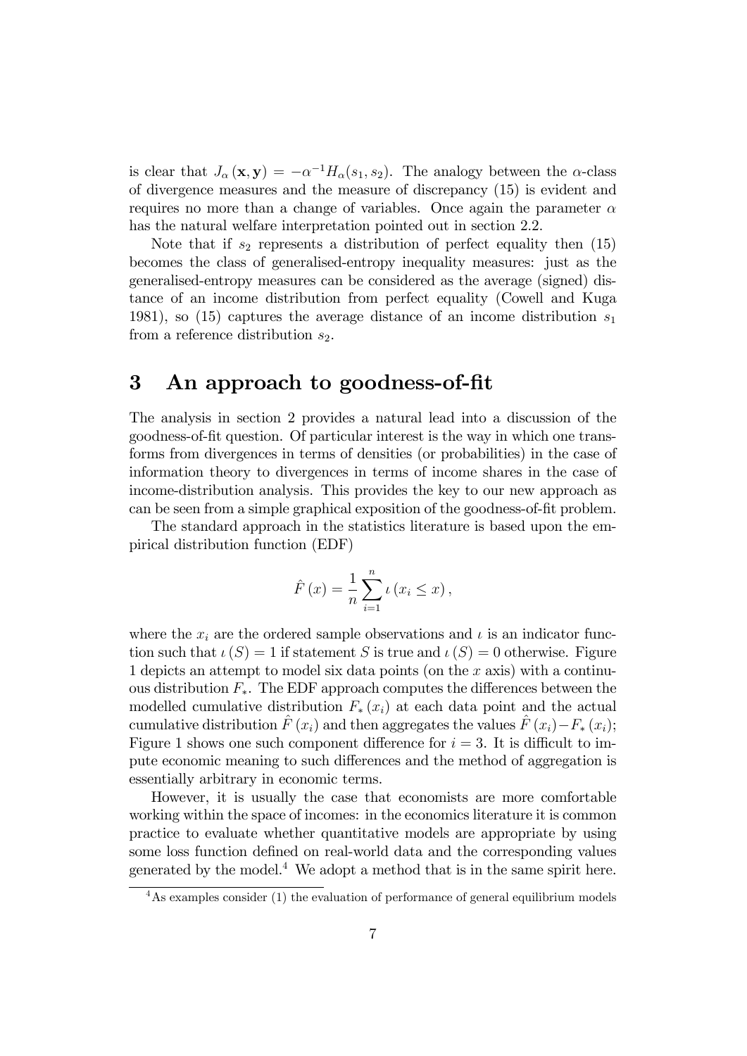is clear that $J_\alpha(\mathbf{x}, \mathbf{y}) = -\alpha^{-1} H_\alpha(s_1, s_2)$. The analogy between the $\alpha$-class of divergence measures and the measure of discrepancy (15) is evident and requires no more than a change of variables. Once again the parameter $\alpha$ has the natural welfare interpretation pointed out in section 2.2.

Note that if $s_2$ represents a distribution of perfect equality then (15) becomes the class of generalised-entropy inequality measures: just as the generalised-entropy measures can be considered as the average (signed) distance of an income distribution from perfect equality (Cowell and Kuga 1981), so (15) captures the average distance of an income distribution $s_1$ from a reference distribution $s_2$.

# 3 An approach to goodness-of-fit

The analysis in section 2 provides a natural lead into a discussion of the goodness-of-fit question. Of particular interest is the way in which one transforms from divergences in terms of densities (or probabilities) in the case of information theory to divergences in terms of income shares in the case of income-distribution analysis. This provides the key to our new approach as can be seen from a simple graphical exposition of the goodness-of-fit problem.

The standard approach in the statistics literature is based upon the empirical distribution function (EDF)

$$\hat{F}(x) = \frac{1}{n} \sum_{i=1}^{n} \iota(x_i \leq x),$$

where the $x_i$ are the ordered sample observations and $\iota$ is an indicator function such that $\iota(S) = 1$ if statement $S$ is true and $\iota(S) = 0$ otherwise. Figure 1 depicts an attempt to model six data points (on the $x$ axis) with a continuous distribution $F_*$. The EDF approach computes the differences between the modelled cumulative distribution $F_*(x_i)$ at each data point and the actual cumulative distribution $\hat{F}(x_i)$ and then aggregates the values $\hat{F}(x_i) - F_*(x_i)$; Figure 1 shows one such component difference for $i = 3$. It is difficult to impute economic meaning to such differences and the method of aggregation is essentially arbitrary in economic terms.

However, it is usually the case that economists are more comfortable working within the space of incomes: in the economics literature it is common practice to evaluate whether quantitative models are appropriate by using some loss function defined on real-world data and the corresponding values generated by the model.[4] We adopt a method that is in the same spirit here.

[4] As examples consider (1) the evaluation of performance of general equilibrium models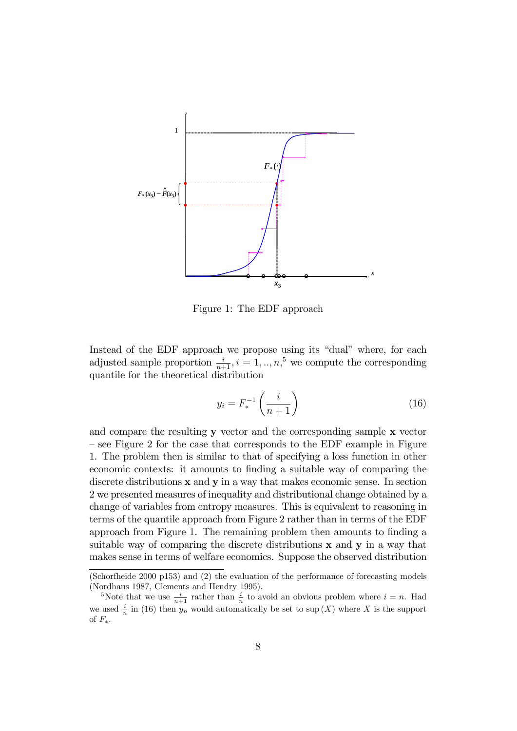Figure 1: The EDF approach

Instead of the EDF approach we propose using its "dual" where, for each adjusted sample proportion $\frac{i}{n+1}, i = 1, .., n,$[5] we compute the corresponding quantile for the theoretical distribution

$$y_i = F_*^{-1}\left(\frac{i}{n+1}\right) \tag{16}$$

and compare the resulting $\mathbf{y}$ vector and the corresponding sample $\mathbf{x}$ vector – see Figure 2 for the case that corresponds to the EDF example in Figure 1. The problem then is similar to that of specifying a loss function in other economic contexts: it amounts to finding a suitable way of comparing the discrete distributions $\mathbf{x}$ and $\mathbf{y}$ in a way that makes economic sense. In section 2 we presented measures of inequality and distributional change obtained by a change of variables from entropy measures. This is equivalent to reasoning in terms of the quantile approach from Figure 2 rather than in terms of the EDF approach from Figure 1. The remaining problem then amounts to finding a suitable way of comparing the discrete distributions $\mathbf{x}$ and $\mathbf{y}$ in a way that makes sense in terms of welfare economics. Suppose the observed distribution

---

(Schorfheide 2000 p153) and (2) the evaluation of the performance of forecasting models (Nordhaus 1987, Clements and Hendry 1995).

[5] Note that we use $\frac{i}{n+1}$ rather than $\frac{i}{n}$ to avoid an obvious problem where $i = n$. Had we used $\frac{i}{n}$ in (16) then $y_n$ would automatically be set to $\sup(X)$ where $X$ is the support of $F_*$.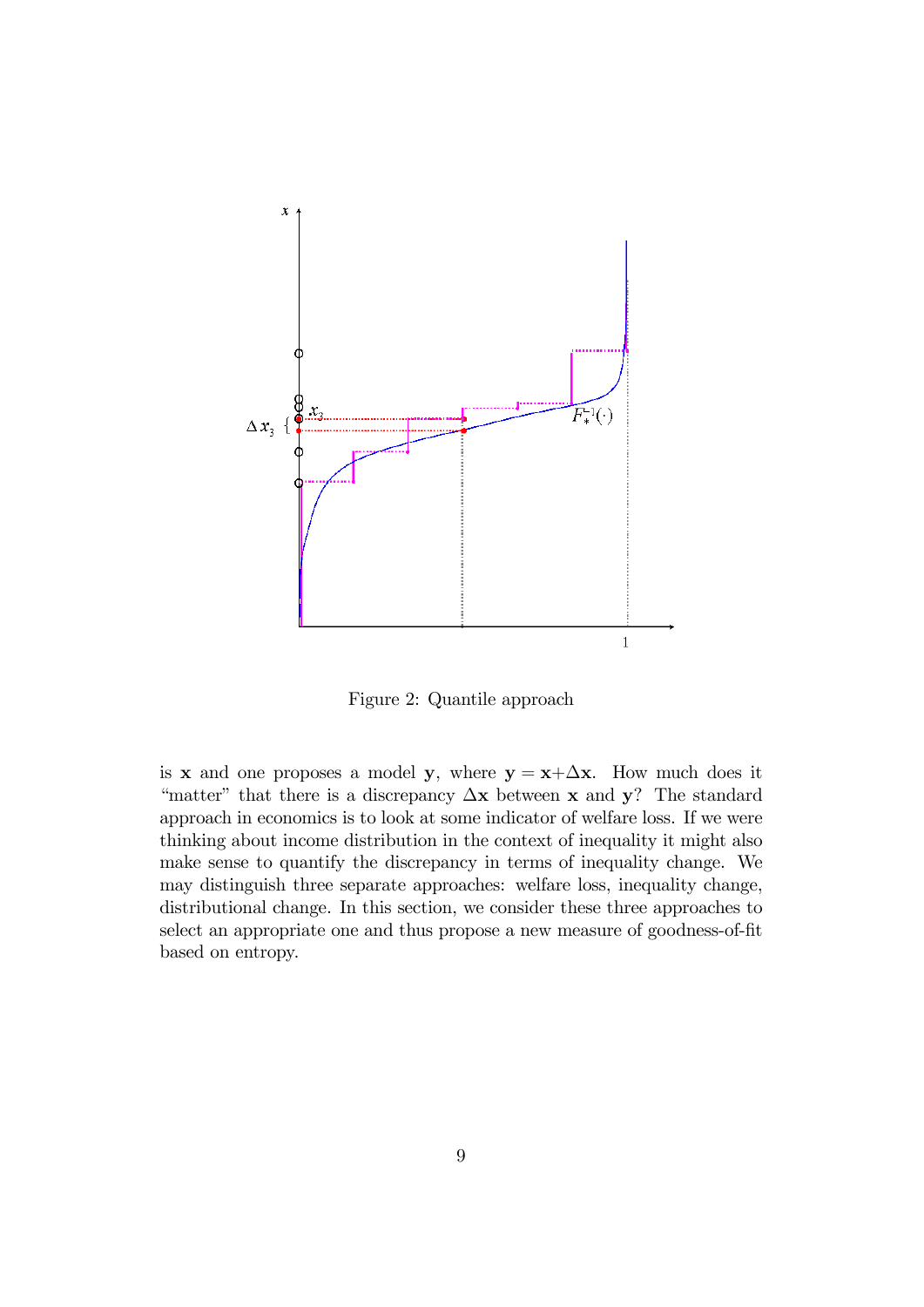Figure 2: Quantile approach

is $\mathbf{x}$ and one proposes a model $\mathbf{y}$, where $\mathbf{y} = \mathbf{x} + \Delta\mathbf{x}$. How much does it "matter" that there is a discrepancy $\Delta\mathbf{x}$ between $\mathbf{x}$ and $\mathbf{y}$? The standard approach in economics is to look at some indicator of welfare loss. If we were thinking about income distribution in the context of inequality it might also make sense to quantify the discrepancy in terms of inequality change. We may distinguish three separate approaches: welfare loss, inequality change, distributional change. In this section, we consider these three approaches to select an appropriate one and thus propose a new measure of goodness-of-fit based on entropy.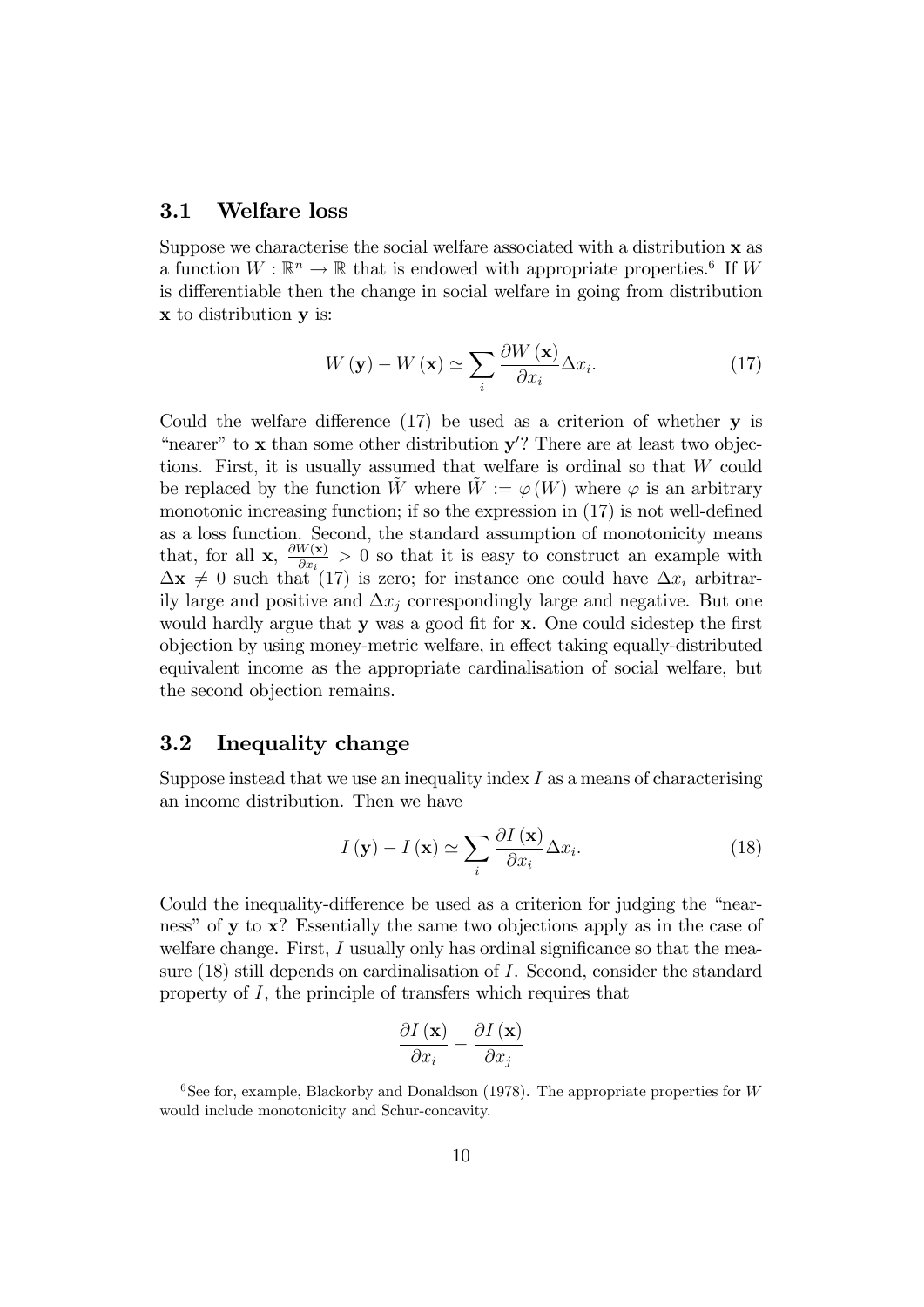### 3.1 Welfare loss

Suppose we characterise the social welfare associated with a distribution $\mathbf{x}$ as a function $W : \mathbb{R}^n \to \mathbb{R}$ that is endowed with appropriate properties.[6] If $W$ is differentiable then the change in social welfare in going from distribution $\mathbf{x}$ to distribution $\mathbf{y}$ is:

$$W(\mathbf{y}) - W(\mathbf{x}) \simeq \sum_i \frac{\partial W(\mathbf{x})}{\partial x_i} \Delta x_i. \tag{17}$$

Could the welfare difference (17) be used as a criterion of whether $\mathbf{y}$ is "nearer" to $\mathbf{x}$ than some other distribution $\mathbf{y}'$? There are at least two objections. First, it is usually assumed that welfare is ordinal so that $W$ could be replaced by the function $\tilde{W}$ where $\tilde{W} := \varphi(W)$ where $\varphi$ is an arbitrary monotonic increasing function; if so the expression in (17) is not well-defined as a loss function. Second, the standard assumption of monotonicity means that, for all $\mathbf{x}$, $\frac{\partial W(\mathbf{x})}{\partial x_i} > 0$ so that it is easy to construct an example with $\Delta \mathbf{x} \neq 0$ such that (17) is zero; for instance one could have $\Delta x_i$ arbitrarily large and positive and $\Delta x_j$ correspondingly large and negative. But one would hardly argue that $\mathbf{y}$ was a good fit for $\mathbf{x}$. One could sidestep the first objection by using money-metric welfare, in effect taking equally-distributed equivalent income as the appropriate cardinalisation of social welfare, but the second objection remains.

### 3.2 Inequality change

Suppose instead that we use an inequality index $I$ as a means of characterising an income distribution. Then we have

$$I(\mathbf{y}) - I(\mathbf{x}) \simeq \sum_i \frac{\partial I(\mathbf{x})}{\partial x_i} \Delta x_i. \tag{18}$$

Could the inequality-difference be used as a criterion for judging the "nearness" of $\mathbf{y}$ to $\mathbf{x}$? Essentially the same two objections apply as in the case of welfare change. First, $I$ usually only has ordinal significance so that the measure (18) still depends on cardinalisation of $I$. Second, consider the standard property of $I$, the principle of transfers which requires that

$$\frac{\partial I(\mathbf{x})}{\partial x_i} - \frac{\partial I(\mathbf{x})}{\partial x_j}$$

[6] See for, example, Blackorby and Donaldson (1978). The appropriate properties for $W$ would include monotonicity and Schur-concavity.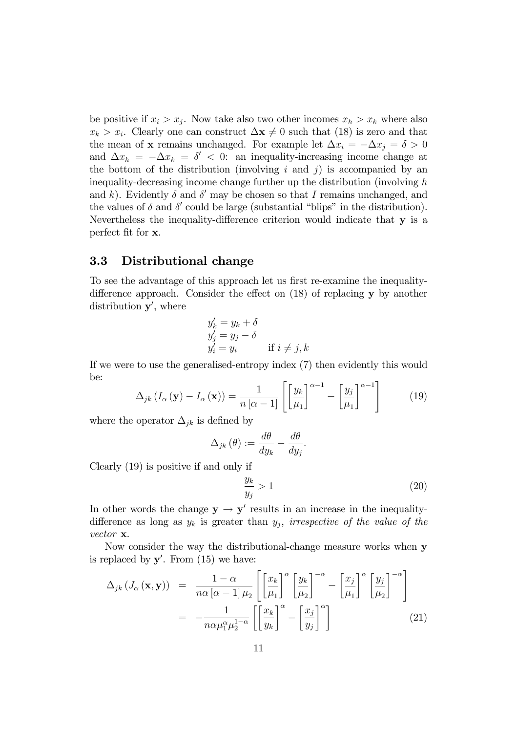be positive if $x_i > x_j$. Now take also two other incomes $x_h > x_k$ where also $x_k > x_i$. Clearly one can construct $\Delta \mathbf{x} \neq 0$ such that (18) is zero and that the mean of $\mathbf{x}$ remains unchanged. For example let $\Delta x_i = -\Delta x_j = \delta > 0$ and $\Delta x_h = -\Delta x_k = \delta' < 0$: an inequality-increasing income change at the bottom of the distribution (involving $i$ and $j$) is accompanied by an inequality-decreasing income change further up the distribution (involving $h$ and $k$). Evidently $\delta$ and $\delta'$ may be chosen so that $I$ remains unchanged, and the values of $\delta$ and $\delta'$ could be large (substantial "blips" in the distribution). Nevertheless the inequality-difference criterion would indicate that $\mathbf{y}$ is a perfect fit for $\mathbf{x}$.

### 3.3 Distributional change

To see the advantage of this approach let us first re-examine the inequality-difference approach. Consider the effect on (18) of replacing $\mathbf{y}$ by another distribution $\mathbf{y}'$, where

$$
\begin{aligned}
y_k' &= y_k + \delta \\
y_j' &= y_j - \delta \\
y_i' &= y_i \qquad \text{if } i \neq j, k
\end{aligned}
$$

If we were to use the generalised-entropy index (7) then evidently this would be:

$$
\Delta_{jk}\left(I_\alpha(\mathbf{y}) - I_\alpha(\mathbf{x})\right) = \frac{1}{n[\alpha-1]}\left[\left[\frac{y_k}{\mu_1}\right]^{\alpha-1} - \left[\frac{y_j}{\mu_1}\right]^{\alpha-1}\right] \tag{19}
$$

where the operator $\Delta_{jk}$ is defined by

$$
\Delta_{jk}(\theta) := \frac{d\theta}{dy_k} - \frac{d\theta}{dy_j}.
$$

Clearly (19) is positive if and only if

$$
\frac{y_k}{y_j} > 1 \tag{20}
$$

In other words the change $\mathbf{y} \to \mathbf{y}'$ results in an increase in the inequality-difference as long as $y_k$ is greater than $y_j$, *irrespective of the value of the vector* $\mathbf{x}$.

Now consider the way the distributional-change measure works when $\mathbf{y}$ is replaced by $\mathbf{y}'$. From (15) we have:

$$
\begin{aligned}
\Delta_{jk}\left(J_\alpha(\mathbf{x}, \mathbf{y})\right) &= \frac{1-\alpha}{n\alpha[\alpha-1]\mu_2}\left[\left[\frac{x_k}{\mu_1}\right]^{\alpha}\left[\frac{y_k}{\mu_2}\right]^{-\alpha} - \left[\frac{x_j}{\mu_1}\right]^{\alpha}\left[\frac{y_j}{\mu_2}\right]^{-\alpha}\right] \\
&= -\frac{1}{n\alpha\mu_1^{\alpha}\mu_2^{1-\alpha}}\left[\left[\frac{x_k}{y_k}\right]^{\alpha} - \left[\frac{x_j}{y_j}\right]^{\alpha}\right]
\end{aligned} \tag{21}
$$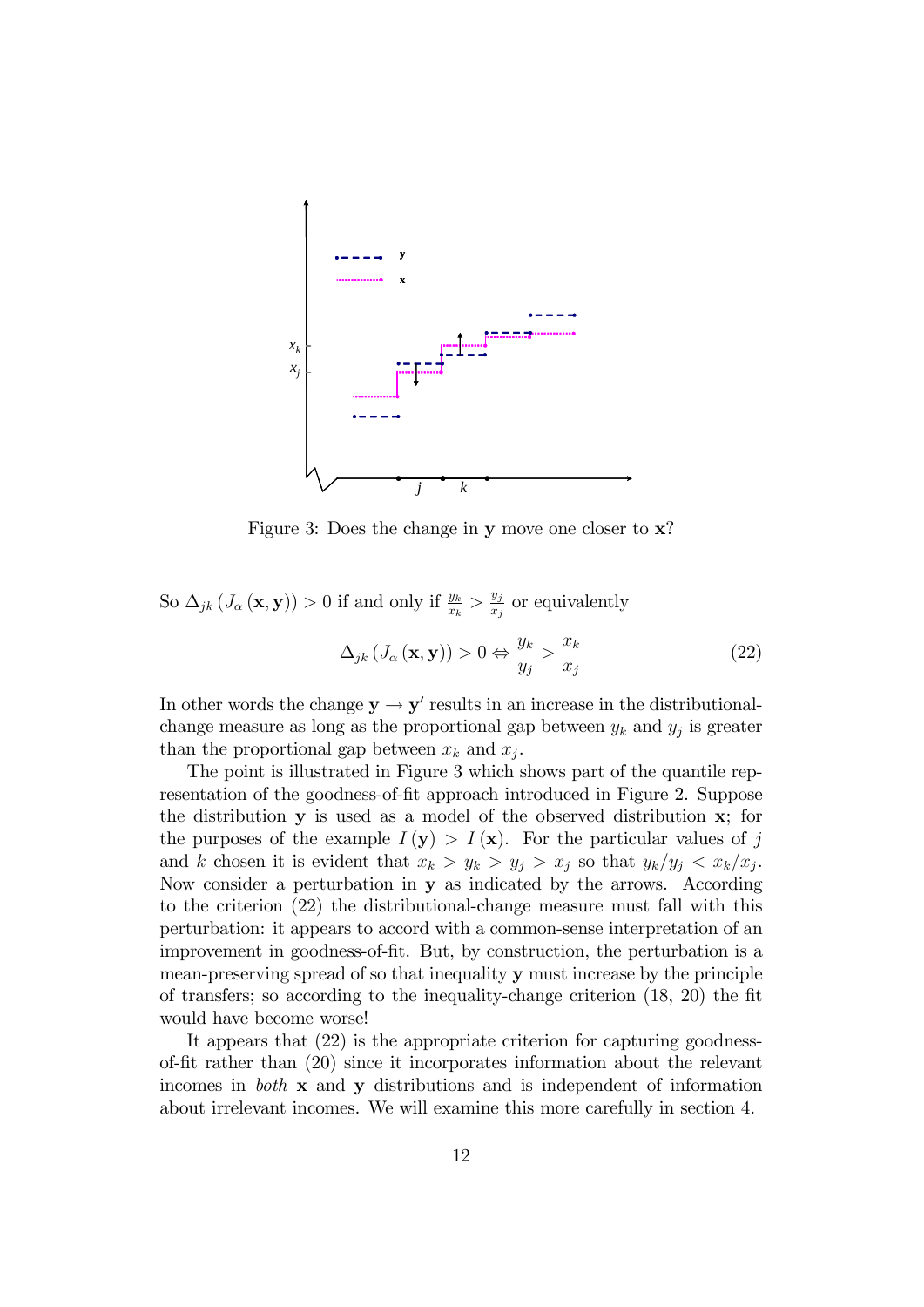Figure 3: Does the change in $\mathbf{y}$ move one closer to $\mathbf{x}$?

So $\Delta_{jk}(J_\alpha(\mathbf{x},\mathbf{y})) > 0$ if and only if $\frac{y_k}{x_k} > \frac{y_j}{x_j}$ or equivalently

$$\Delta_{jk}(J_\alpha(\mathbf{x},\mathbf{y})) > 0 \Leftrightarrow \frac{y_k}{y_j} > \frac{x_k}{x_j} \tag{22}$$

In other words the change $\mathbf{y} \to \mathbf{y}'$ results in an increase in the distributional-change measure as long as the proportional gap between $y_k$ and $y_j$ is greater than the proportional gap between $x_k$ and $x_j$.

The point is illustrated in Figure 3 which shows part of the quantile representation of the goodness-of-fit approach introduced in Figure 2. Suppose the distribution $\mathbf{y}$ is used as a model of the observed distribution $\mathbf{x}$; for the purposes of the example $I(\mathbf{y}) > I(\mathbf{x})$. For the particular values of $j$ and $k$ chosen it is evident that $x_k > y_k > y_j > x_j$ so that $y_k/y_j < x_k/x_j$. Now consider a perturbation in $\mathbf{y}$ as indicated by the arrows. According to the criterion (22) the distributional-change measure must fall with this perturbation: it appears to accord with a common-sense interpretation of an improvement in goodness-of-fit. But, by construction, the perturbation is a mean-preserving spread of so that inequality $\mathbf{y}$ must increase by the principle of transfers; so according to the inequality-change criterion (18, 20) the fit would have become worse!

It appears that (22) is the appropriate criterion for capturing goodness-of-fit rather than (20) since it incorporates information about the relevant incomes in *both* $\mathbf{x}$ and $\mathbf{y}$ distributions and is independent of information about irrelevant incomes. We will examine this more carefully in section 4.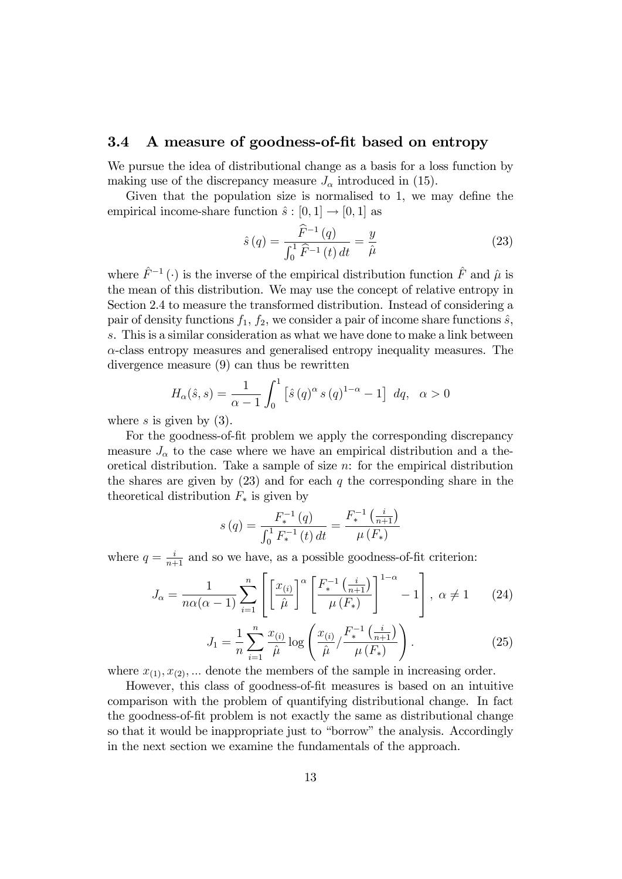### 3.4 A measure of goodness-of-fit based on entropy

We pursue the idea of distributional change as a basis for a loss function by making use of the discrepancy measure $J_\alpha$ introduced in (15).

Given that the population size is normalised to 1, we may define the empirical income-share function $\hat{s} : [0, 1] \to [0, 1]$ as

$$\hat{s}(q) = \frac{\widehat{F}^{-1}(q)}{\int_0^1 \widehat{F}^{-1}(t)\, dt} = \frac{y}{\hat{\mu}} \tag{23}$$

where $\hat{F}^{-1}(\cdot)$ is the inverse of the empirical distribution function $\hat{F}$ and $\hat{\mu}$ is the mean of this distribution. We may use the concept of relative entropy in Section 2.4 to measure the transformed distribution. Instead of considering a pair of density functions $f_1$, $f_2$, we consider a pair of income share functions $\hat{s}$, $s$. This is a similar consideration as what we have done to make a link between $\alpha$-class entropy measures and generalised entropy inequality measures. The divergence measure (9) can thus be rewritten

$$H_\alpha(\hat{s}, s) = \frac{1}{\alpha - 1} \int_0^1 \left[ \hat{s}(q)^\alpha s(q)^{1-\alpha} - 1 \right] \, dq, \quad \alpha > 0$$

where $s$ is given by (3).

For the goodness-of-fit problem we apply the corresponding discrepancy measure $J_\alpha$ to the case where we have an empirical distribution and a theoretical distribution. Take a sample of size $n$: for the empirical distribution the shares are given by (23) and for each $q$ the corresponding share in the theoretical distribution $F_*$ is given by

$$s(q) = \frac{F_*^{-1}(q)}{\int_0^1 F_*^{-1}(t)\, dt} = \frac{F_*^{-1}\left(\frac{i}{n+1}\right)}{\mu(F_*)}$$

where $q = \frac{i}{n+1}$ and so we have, as a possible goodness-of-fit criterion:

$$J_\alpha = \frac{1}{n\alpha(\alpha - 1)} \sum_{i=1}^{n} \left[ \left[ \frac{x_{(i)}}{\hat{\mu}} \right]^\alpha \left[ \frac{F_*^{-1}\left(\frac{i}{n+1}\right)}{\mu(F_*)} \right]^{1-\alpha} - 1 \right], \; \alpha \neq 1 \tag{24}$$

$$J_1 = \frac{1}{n} \sum_{i=1}^{n} \frac{x_{(i)}}{\hat{\mu}} \log \left( \frac{x_{(i)}}{\hat{\mu}} / \frac{F_*^{-1}\left(\frac{i}{n+1}\right)}{\mu(F_*)} \right). \tag{25}$$

where $x_{(1)}, x_{(2)}, \ldots$ denote the members of the sample in increasing order.

However, this class of goodness-of-fit measures is based on an intuitive comparison with the problem of quantifying distributional change. In fact the goodness-of-fit problem is not exactly the same as distributional change so that it would be inappropriate just to "borrow" the analysis. Accordingly in the next section we examine the fundamentals of the approach.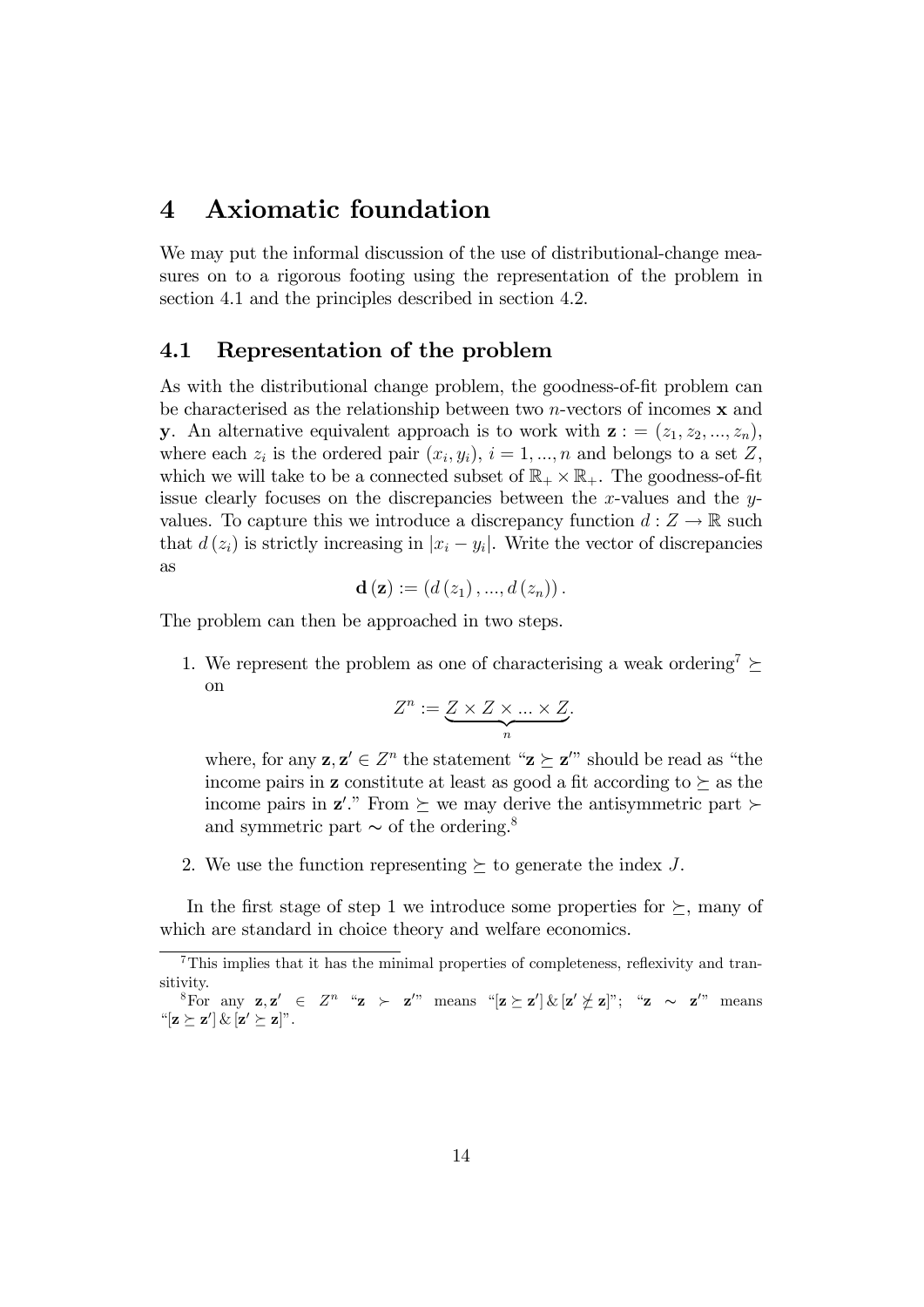# 4 Axiomatic foundation

We may put the informal discussion of the use of distributional-change measures on to a rigorous footing using the representation of the problem in section 4.1 and the principles described in section 4.2.

## 4.1 Representation of the problem

As with the distributional change problem, the goodness-of-fit problem can be characterised as the relationship between two $n$-vectors of incomes $\mathbf{x}$ and $\mathbf{y}$. An alternative equivalent approach is to work with $\mathbf{z} := (z_1, z_2, ..., z_n)$, where each $z_i$ is the ordered pair $(x_i, y_i)$, $i = 1, ..., n$ and belongs to a set $Z$, which we will take to be a connected subset of $\mathbb{R}_+ \times \mathbb{R}_+$. The goodness-of-fit issue clearly focuses on the discrepancies between the $x$-values and the $y$-values. To capture this we introduce a discrepancy function $d : Z \to \mathbb{R}$ such that $d(z_i)$ is strictly increasing in $|x_i - y_i|$. Write the vector of discrepancies as

$$\mathbf{d}(\mathbf{z}) := (d(z_1), ..., d(z_n)).$$

The problem can then be approached in two steps.

1. We represent the problem as one of characterising a weak ordering[7] $\succeq$ on

$$Z^n := \underbrace{Z \times Z \times ... \times Z}_{n}.$$

   where, for any $\mathbf{z}, \mathbf{z}' \in Z^n$ the statement "$\mathbf{z} \succeq \mathbf{z}'$" should be read as "the income pairs in $\mathbf{z}$ constitute at least as good a fit according to $\succeq$ as the income pairs in $\mathbf{z}'$." From $\succeq$ we may derive the antisymmetric part $\succ$ and symmetric part $\sim$ of the ordering.[8]

2. We use the function representing $\succeq$ to generate the index $J$.

In the first stage of step 1 we introduce some properties for $\succeq$, many of which are standard in choice theory and welfare economics.

[7] This implies that it has the minimal properties of completeness, reflexivity and transitivity.

[8] For any $\mathbf{z}, \mathbf{z}' \in Z^n$ "$\mathbf{z} \succ \mathbf{z}'$" means "$[\mathbf{z} \succeq \mathbf{z}'] \,\&\, [\mathbf{z}' \not\succeq \mathbf{z}]$"; "$\mathbf{z} \sim \mathbf{z}'$" means "$[\mathbf{z} \succeq \mathbf{z}'] \,\&\, [\mathbf{z}' \succeq \mathbf{z}]$".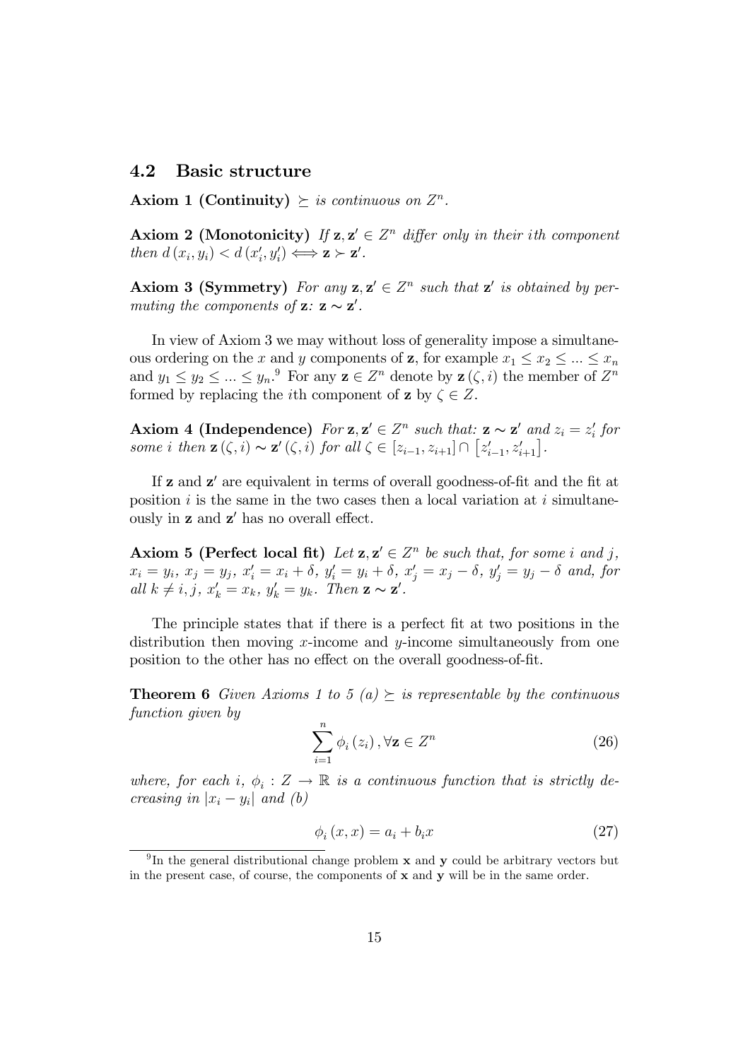### 4.2 Basic structure

**Axiom 1 (Continuity)** *$\succeq$ is continuous on $Z^n$.*

**Axiom 2 (Monotonicity)** *If $\mathbf{z}, \mathbf{z}' \in Z^n$ differ only in their $i$th component then $d(x_i, y_i) < d(x_i', y_i') \iff \mathbf{z} \succ \mathbf{z}'$.*

**Axiom 3 (Symmetry)** *For any $\mathbf{z}, \mathbf{z}' \in Z^n$ such that $\mathbf{z}'$ is obtained by permuting the components of $\mathbf{z}$: $\mathbf{z} \sim \mathbf{z}'$.*

In view of Axiom 3 we may without loss of generality impose a simultaneous ordering on the $x$ and $y$ components of $\mathbf{z}$, for example $x_1 \leq x_2 \leq ... \leq x_n$ and $y_1 \leq y_2 \leq ... \leq y_n$.[9] For any $\mathbf{z} \in Z^n$ denote by $\mathbf{z}(\zeta, i)$ the member of $Z^n$ formed by replacing the $i$th component of $\mathbf{z}$ by $\zeta \in Z$.

**Axiom 4 (Independence)** *For $\mathbf{z}, \mathbf{z}' \in Z^n$ such that: $\mathbf{z} \sim \mathbf{z}'$ and $z_i = z_i'$ for some $i$ then $\mathbf{z}(\zeta, i) \sim \mathbf{z}'(\zeta, i)$ for all $\zeta \in [z_{i-1}, z_{i+1}] \cap [z_{i-1}', z_{i+1}']$.*

If $\mathbf{z}$ and $\mathbf{z}'$ are equivalent in terms of overall goodness-of-fit and the fit at position $i$ is the same in the two cases then a local variation at $i$ simultaneously in $\mathbf{z}$ and $\mathbf{z}'$ has no overall effect.

**Axiom 5 (Perfect local fit)** *Let $\mathbf{z}, \mathbf{z}' \in Z^n$ be such that, for some $i$ and $j$, $x_i = y_i$, $x_j = y_j$, $x_i' = x_i + \delta$, $y_i' = y_i + \delta$, $x_j' = x_j - \delta$, $y_j' = y_j - \delta$ and, for all $k \neq i, j$, $x_k' = x_k$, $y_k' = y_k$. Then $\mathbf{z} \sim \mathbf{z}'$.*

The principle states that if there is a perfect fit at two positions in the distribution then moving $x$-income and $y$-income simultaneously from one position to the other has no effect on the overall goodness-of-fit.

**Theorem 6** *Given Axioms 1 to 5 (a) $\succeq$ is representable by the continuous function given by*

$$\sum_{i=1}^{n} \phi_i(z_i), \forall \mathbf{z} \in Z^n \tag{26}$$

*where, for each $i$, $\phi_i : Z \to \mathbb{R}$ is a continuous function that is strictly decreasing in $|x_i - y_i|$ and (b)*

$$\phi_i(x, x) = a_i + b_i x \tag{27}$$

---

[9] In the general distributional change problem $\mathbf{x}$ and $\mathbf{y}$ could be arbitrary vectors but in the present case, of course, the components of $\mathbf{x}$ and $\mathbf{y}$ will be in the same order.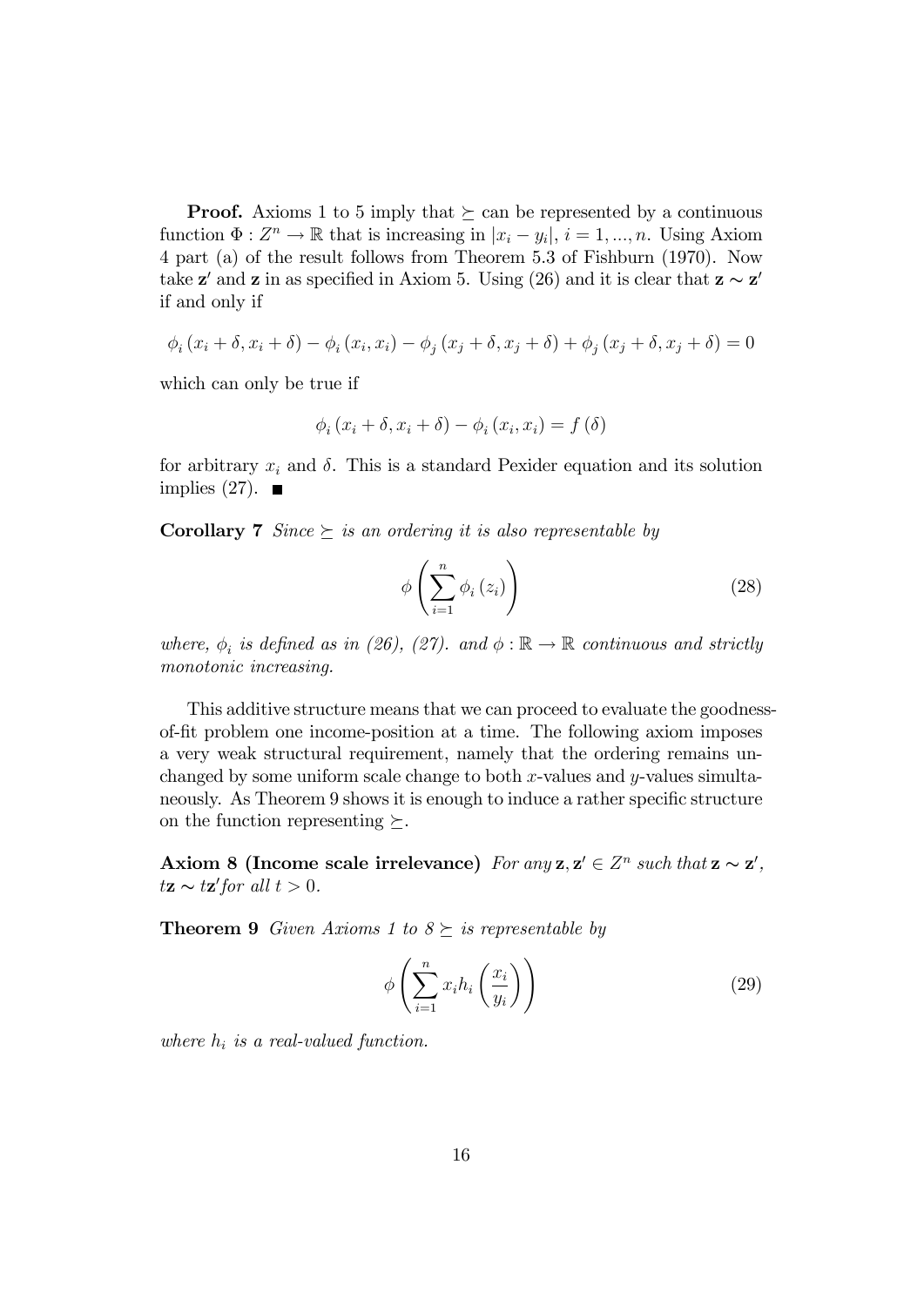**Proof.** Axioms 1 to 5 imply that $\succeq$ can be represented by a continuous function $\Phi : Z^n \to \mathbb{R}$ that is increasing in $|x_i - y_i|$, $i = 1, ..., n$. Using Axiom 4 part (a) of the result follows from Theorem 5.3 of Fishburn (1970). Now take $\mathbf{z}'$ and $\mathbf{z}$ in as specified in Axiom 5. Using (26) and it is clear that $\mathbf{z} \sim \mathbf{z}'$ if and only if

$$\phi_i (x_i + \delta, x_i + \delta) - \phi_i (x_i, x_i) - \phi_j (x_j + \delta, x_j + \delta) + \phi_j (x_j + \delta, x_j + \delta) = 0$$

which can only be true if

$$\phi_i (x_i + \delta, x_i + \delta) - \phi_i (x_i, x_i) = f (\delta)$$

for arbitrary $x_i$ and $\delta$. This is a standard Pexider equation and its solution implies (27). ■

**Corollary 7** *Since $\succeq$ is an ordering it is also representable by*

$$\phi \left( \sum_{i=1}^{n} \phi_i (z_i) \right) \tag{28}$$

*where, $\phi_i$ is defined as in (26), (27). and $\phi : \mathbb{R} \to \mathbb{R}$ continuous and strictly monotonic increasing.*

This additive structure means that we can proceed to evaluate the goodness-of-fit problem one income-position at a time. The following axiom imposes a very weak structural requirement, namely that the ordering remains unchanged by some uniform scale change to both $x$-values and $y$-values simultaneously. As Theorem 9 shows it is enough to induce a rather specific structure on the function representing $\succeq$.

**Axiom 8 (Income scale irrelevance)** *For any $\mathbf{z}, \mathbf{z}' \in Z^n$ such that $\mathbf{z} \sim \mathbf{z}'$, $t\mathbf{z} \sim t\mathbf{z}'$ for all $t > 0$.*

**Theorem 9** *Given Axioms 1 to 8 $\succeq$ is representable by*

$$\phi \left( \sum_{i=1}^{n} x_i h_i \left( \frac{x_i}{y_i} \right) \right) \tag{29}$$

*where $h_i$ is a real-valued function.*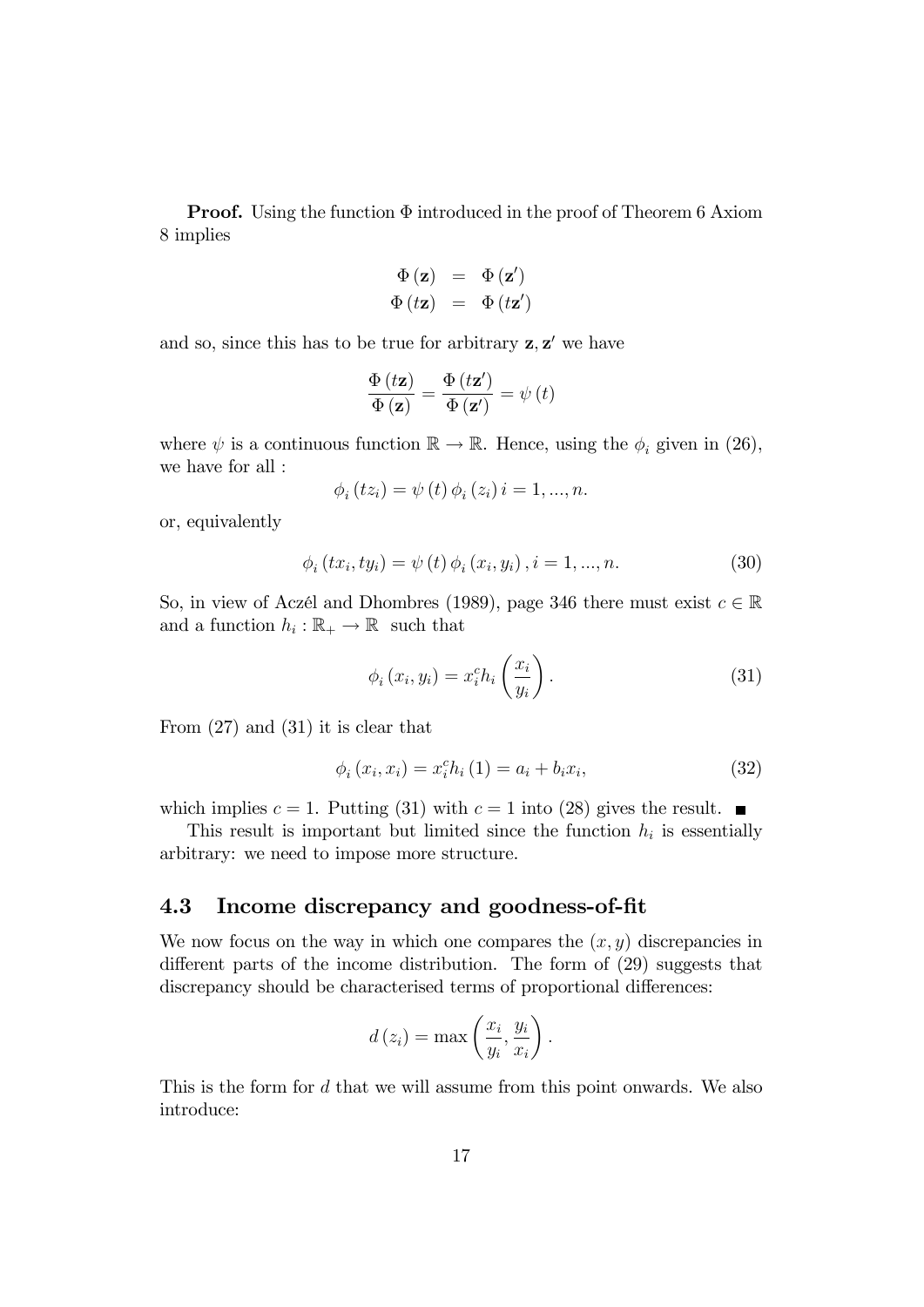**Proof.** Using the function $\Phi$ introduced in the proof of Theorem 6 Axiom 8 implies

$$\begin{aligned} \Phi(\mathbf{z}) &= \Phi(\mathbf{z}') \\ \Phi(t\mathbf{z}) &= \Phi(t\mathbf{z}') \end{aligned}$$

and so, since this has to be true for arbitrary $\mathbf{z}, \mathbf{z}'$ we have

$$\frac{\Phi(t\mathbf{z})}{\Phi(\mathbf{z})} = \frac{\Phi(t\mathbf{z}')}{\Phi(\mathbf{z}')} = \psi(t)$$

where $\psi$ is a continuous function $\mathbb{R} \to \mathbb{R}$. Hence, using the $\phi_i$ given in (26), we have for all :

$$\phi_i(tz_i) = \psi(t)\,\phi_i(z_i)\; i = 1, ..., n.$$

or, equivalently

$$\phi_i(tx_i, ty_i) = \psi(t)\,\phi_i(x_i, y_i)\,, i = 1, ..., n. \tag{30}$$

So, in view of Aczél and Dhombres (1989), page 346 there must exist $c \in \mathbb{R}$ and a function $h_i : \mathbb{R}_+ \to \mathbb{R}$ such that

$$\phi_i(x_i, y_i) = x_i^c h_i\left(\frac{x_i}{y_i}\right). \tag{31}$$

From (27) and (31) it is clear that

$$\phi_i(x_i, x_i) = x_i^c h_i(1) = a_i + b_i x_i, \tag{32}$$

which implies $c = 1$. Putting (31) with $c = 1$ into (28) gives the result. ■

This result is important but limited since the function $h_i$ is essentially arbitrary: we need to impose more structure.

## 4.3 Income discrepancy and goodness-of-fit

We now focus on the way in which one compares the $(x, y)$ discrepancies in different parts of the income distribution. The form of (29) suggests that discrepancy should be characterised terms of proportional differences:

$$d(z_i) = \max\left(\frac{x_i}{y_i}, \frac{y_i}{x_i}\right).$$

This is the form for $d$ that we will assume from this point onwards. We also introduce: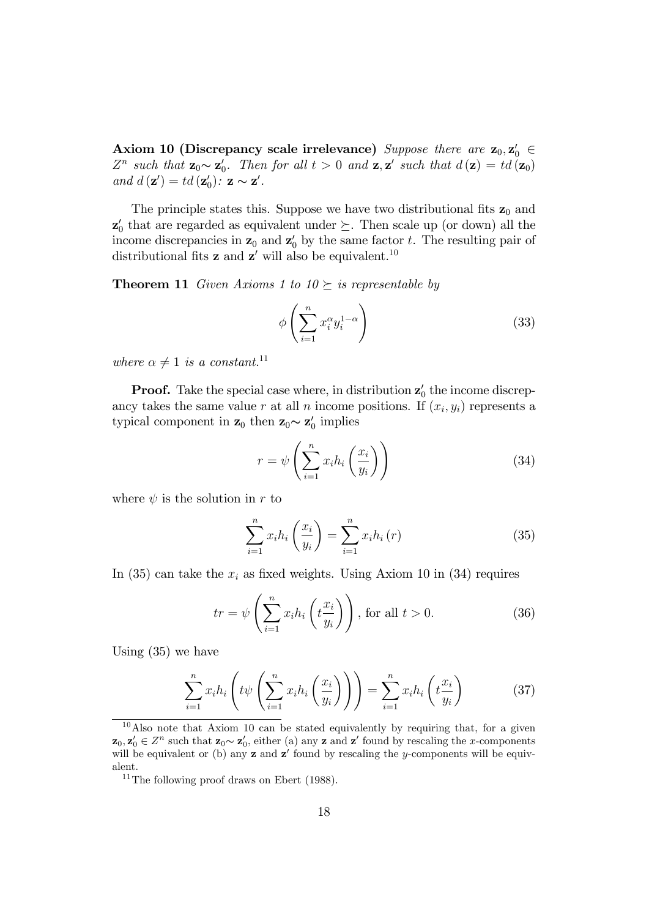**Axiom 10 (Discrepancy scale irrelevance)** *Suppose there are* $\mathbf{z}_0, \mathbf{z}_0' \in Z^n$ *such that* $\mathbf{z}_0 \sim \mathbf{z}_0'$*. Then for all* $t > 0$ *and* $\mathbf{z}, \mathbf{z}'$ *such that* $d(\mathbf{z}) = td(\mathbf{z}_0)$ *and* $d(\mathbf{z}') = td(\mathbf{z}_0')$*:* $\mathbf{z} \sim \mathbf{z}'$*.*

The principle states this. Suppose we have two distributional fits $\mathbf{z}_0$ and $\mathbf{z}_0'$ that are regarded as equivalent under $\succeq$. Then scale up (or down) all the income discrepancies in $\mathbf{z}_0$ and $\mathbf{z}_0'$ by the same factor $t$. The resulting pair of distributional fits $\mathbf{z}$ and $\mathbf{z}'$ will also be equivalent.[10]

**Theorem 11** *Given Axioms 1 to 10* $\succeq$ *is representable by*

$$\phi\left(\sum_{i=1}^{n} x_i^{\alpha} y_i^{1-\alpha}\right) \tag{33}$$

*where* $\alpha \neq 1$ *is a constant.*[11]

**Proof.** Take the special case where, in distribution $\mathbf{z}_0'$ the income discrepancy takes the same value $r$ at all $n$ income positions. If $(x_i, y_i)$ represents a typical component in $\mathbf{z}_0$ then $\mathbf{z}_0 \sim \mathbf{z}_0'$ implies

$$r = \psi\left(\sum_{i=1}^{n} x_i h_i\left(\frac{x_i}{y_i}\right)\right) \tag{34}$$

where $\psi$ is the solution in $r$ to

$$\sum_{i=1}^{n} x_i h_i\left(\frac{x_i}{y_i}\right) = \sum_{i=1}^{n} x_i h_i(r) \tag{35}$$

In (35) can take the $x_i$ as fixed weights. Using Axiom 10 in (34) requires

$$tr = \psi\left(\sum_{i=1}^{n} x_i h_i\left(t\frac{x_i}{y_i}\right)\right), \text{ for all } t > 0. \tag{36}$$

Using (35) we have

$$\sum_{i=1}^{n} x_i h_i\left(t\psi\left(\sum_{i=1}^{n} x_i h_i\left(\frac{x_i}{y_i}\right)\right)\right) = \sum_{i=1}^{n} x_i h_i\left(t\frac{x_i}{y_i}\right) \tag{37}$$

[10] Also note that Axiom 10 can be stated equivalently by requiring that, for a given $\mathbf{z}_0, \mathbf{z}_0' \in Z^n$ such that $\mathbf{z}_0 \sim \mathbf{z}_0'$, either (a) any $\mathbf{z}$ and $\mathbf{z}'$ found by rescaling the $x$-components will be equivalent or (b) any $\mathbf{z}$ and $\mathbf{z}'$ found by rescaling the $y$-components will be equivalent.

[11] The following proof draws on Ebert (1988).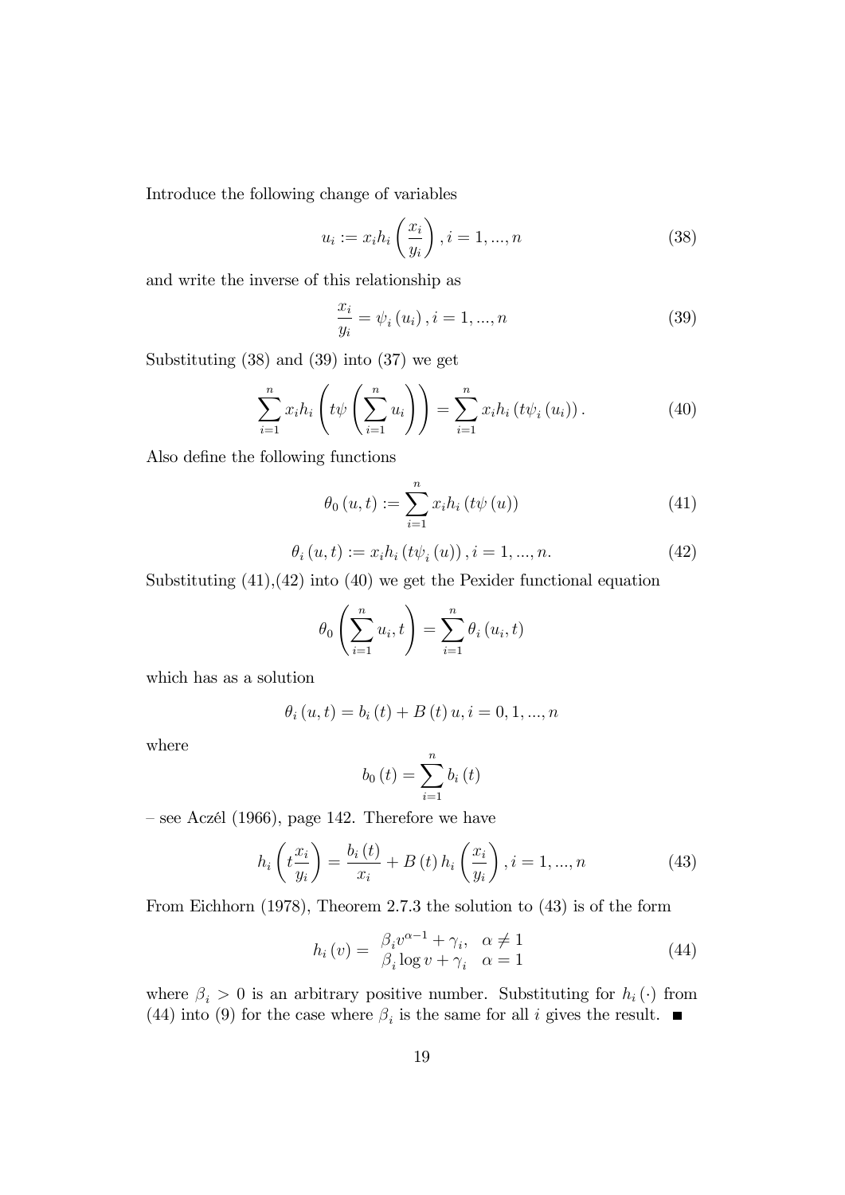Introduce the following change of variables

$$u_i := x_i h_i\left(\frac{x_i}{y_i}\right), i = 1, ..., n \tag{38}$$

and write the inverse of this relationship as

$$\frac{x_i}{y_i} = \psi_i(u_i), i = 1, ..., n \tag{39}$$

Substituting (38) and (39) into (37) we get

$$\sum_{i=1}^{n} x_i h_i\left(t\psi\left(\sum_{i=1}^{n} u_i\right)\right) = \sum_{i=1}^{n} x_i h_i\left(t\psi_i(u_i)\right). \tag{40}$$

Also define the following functions

$$\theta_0(u, t) := \sum_{i=1}^{n} x_i h_i\left(t\psi(u)\right) \tag{41}$$

$$\theta_i(u, t) := x_i h_i\left(t\psi_i(u)\right), i = 1, ..., n. \tag{42}$$

Substituting (41),(42) into (40) we get the Pexider functional equation

$$\theta_0\left(\sum_{i=1}^{n} u_i, t\right) = \sum_{i=1}^{n} \theta_i(u_i, t)$$

which has as a solution

$$\theta_i(u, t) = b_i(t) + B(t)u, i = 0, 1, ..., n$$

where

$$b_0(t) = \sum_{i=1}^{n} b_i(t)$$

– see Aczél (1966), page 142. Therefore we have

$$h_i\left(t\frac{x_i}{y_i}\right) = \frac{b_i(t)}{x_i} + B(t)h_i\left(\frac{x_i}{y_i}\right), i = 1, ..., n \tag{43}$$

From Eichhorn (1978), Theorem 2.7.3 the solution to (43) is of the form

$$h_i(v) = \begin{array}{ll} \beta_i v^{\alpha-1} + \gamma_i, & \alpha \neq 1 \\ \beta_i \log v + \gamma_i & \alpha = 1 \end{array} \tag{44}$$

where $\beta_i > 0$ is an arbitrary positive number. Substituting for $h_i(\cdot)$ from (44) into (9) for the case where $\beta_i$ is the same for all $i$ gives the result. ■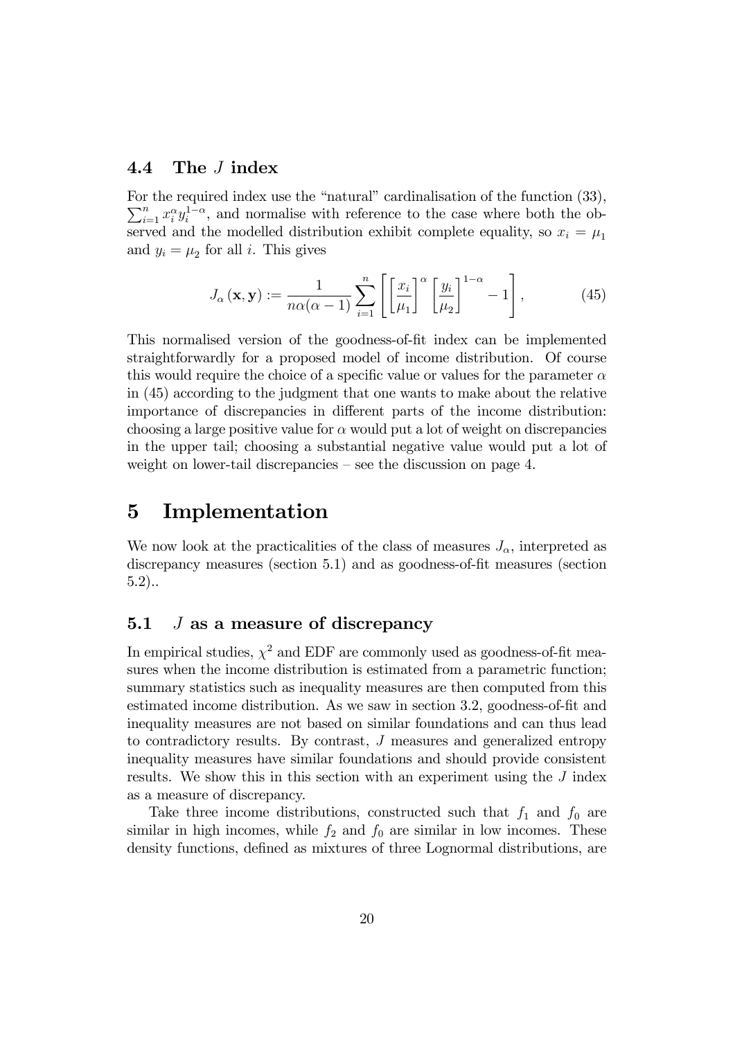### 4.4 The $J$ index

For the required index use the "natural" cardinalisation of the function (33), $\sum_{i=1}^{n} x_i^{\alpha} y_i^{1-\alpha}$, and normalise with reference to the case where both the observed and the modelled distribution exhibit complete equality, so $x_i = \mu_1$ and $y_i = \mu_2$ for all $i$. This gives

$$J_{\alpha}(\mathbf{x}, \mathbf{y}) := \frac{1}{n\alpha(\alpha - 1)} \sum_{i=1}^{n} \left[ \left[ \frac{x_i}{\mu_1} \right]^{\alpha} \left[ \frac{y_i}{\mu_2} \right]^{1-\alpha} - 1 \right], \tag{45}$$

This normalised version of the goodness-of-fit index can be implemented straightforwardly for a proposed model of income distribution. Of course this would require the choice of a specific value or values for the parameter $\alpha$ in (45) according to the judgment that one wants to make about the relative importance of discrepancies in different parts of the income distribution: choosing a large positive value for $\alpha$ would put a lot of weight on discrepancies in the upper tail; choosing a substantial negative value would put a lot of weight on lower-tail discrepancies – see the discussion on page 4.

# 5 Implementation

We now look at the practicalities of the class of measures $J_{\alpha}$, interpreted as discrepancy measures (section 5.1) and as goodness-of-fit measures (section 5.2)..

## 5.1 $J$ as a measure of discrepancy

In empirical studies, $\chi^2$ and EDF are commonly used as goodness-of-fit measures when the income distribution is estimated from a parametric function; summary statistics such as inequality measures are then computed from this estimated income distribution. As we saw in section 3.2, goodness-of-fit and inequality measures are not based on similar foundations and can thus lead to contradictory results. By contrast, $J$ measures and generalized entropy inequality measures have similar foundations and should provide consistent results. We show this in this section with an experiment using the $J$ index as a measure of discrepancy.

Take three income distributions, constructed such that $f_1$ and $f_0$ are similar in high incomes, while $f_2$ and $f_0$ are similar in low incomes. These density functions, defined as mixtures of three Lognormal distributions, are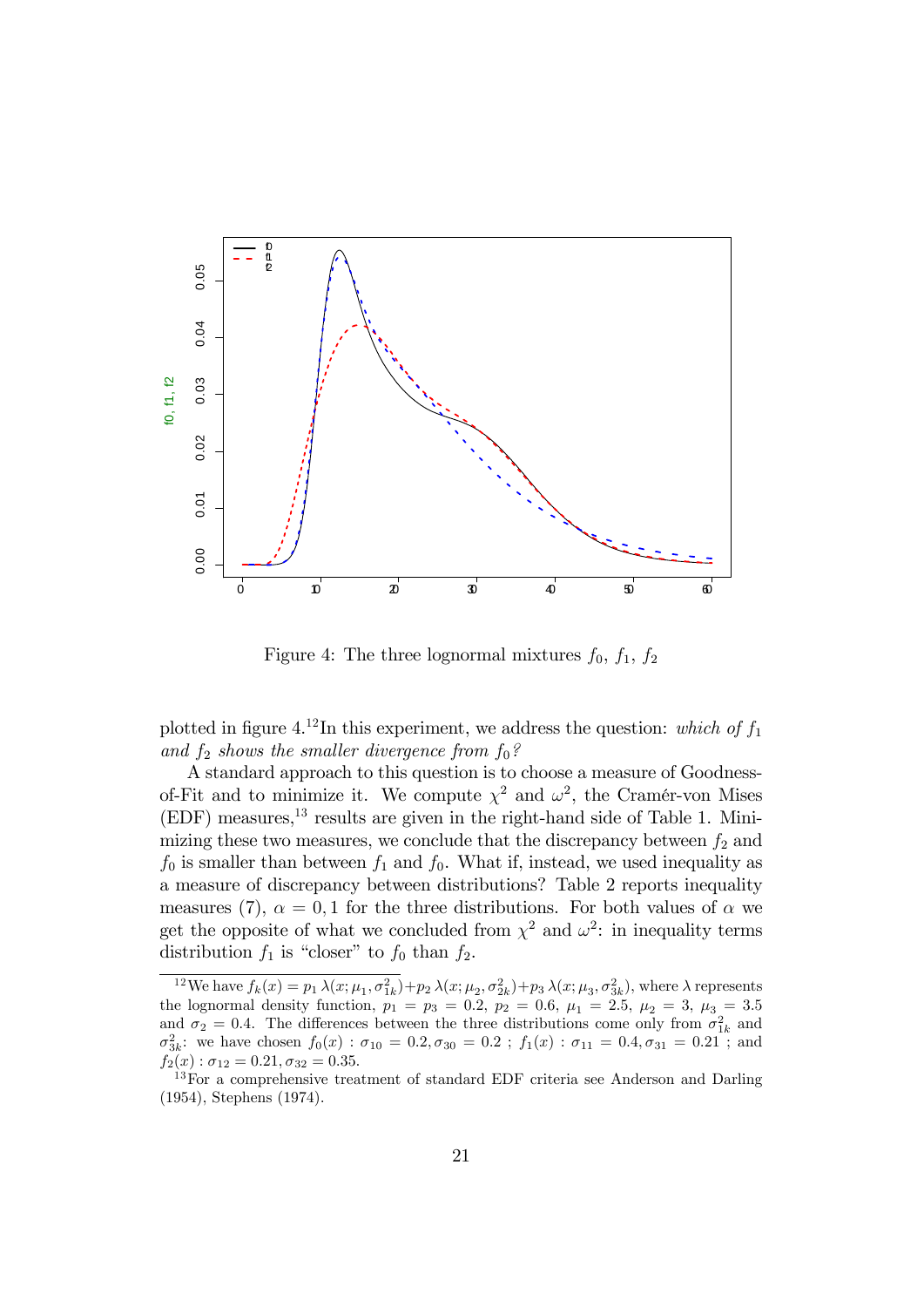Figure 4: The three lognormal mixtures $f_0$, $f_1$, $f_2$

plotted in figure 4.[12] In this experiment, we address the question: *which of $f_1$ and $f_2$ shows the smaller divergence from $f_0$?*

A standard approach to this question is to choose a measure of Goodness-of-Fit and to minimize it. We compute $\chi^2$ and $\omega^2$, the Cramér-von Mises (EDF) measures,[13] results are given in the right-hand side of Table 1. Minimizing these two measures, we conclude that the discrepancy between $f_2$ and $f_0$ is smaller than between $f_1$ and $f_0$. What if, instead, we used inequality as a measure of discrepancy between distributions? Table 2 reports inequality measures (7), $\alpha = 0, 1$ for the three distributions. For both values of $\alpha$ we get the opposite of what we concluded from $\chi^2$ and $\omega^2$: in inequality terms distribution $f_1$ is "closer" to $f_0$ than $f_2$.

[12] We have $f_k(x) = p_1\,\lambda(x; \mu_1, \sigma_{1k}^2) + p_2\,\lambda(x; \mu_2, \sigma_{2k}^2) + p_3\,\lambda(x; \mu_3, \sigma_{3k}^2)$, where $\lambda$ represents the lognormal density function, $p_1 = p_3 = 0.2$, $p_2 = 0.6$, $\mu_1 = 2.5$, $\mu_2 = 3$, $\mu_3 = 3.5$ and $\sigma_2 = 0.4$. The differences between the three distributions come only from $\sigma_{1k}^2$ and $\sigma_{3k}^2$: we have chosen $f_0(x) : \sigma_{10} = 0.2, \sigma_{30} = 0.2$ ; $f_1(x) : \sigma_{11} = 0.4, \sigma_{31} = 0.21$ ; and $f_2(x) : \sigma_{12} = 0.21, \sigma_{32} = 0.35$.

[13] For a comprehensive treatment of standard EDF criteria see Anderson and Darling (1954), Stephens (1974).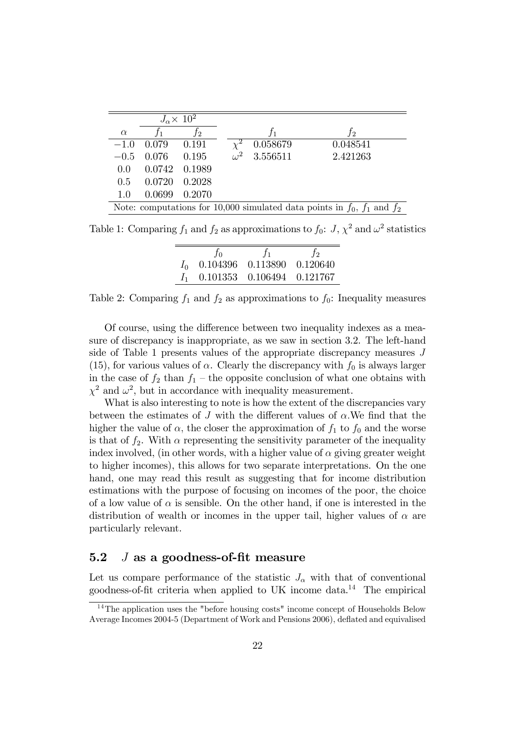| | $J_\alpha \times 10^2$ | | | | |
|---|---|---|---|---|---|
| $\alpha$ | $f_1$ | $f_2$ | | $f_1$ | $f_2$ |
| $-1.0$ | 0.079 | 0.191 | $\chi^2$ | 0.058679 | 0.048541 |
| $-0.5$ | 0.076 | 0.195 | $\omega^2$ | 3.556511 | 2.421263 |
| 0.0 | 0.0742 | 0.1989 | | | |
| 0.5 | 0.0720 | 0.2028 | | | |
| 1.0 | 0.0699 | 0.2070 | | | |

Note: computations for 10,000 simulated data points in $f_0$, $f_1$ and $f_2$

Table 1: Comparing $f_1$ and $f_2$ as approximations to $f_0$: $J$, $\chi^2$ and $\omega^2$ statistics

| | $f_0$ | $f_1$ | $f_2$ |
|---|---|---|---|
| $I_0$ | 0.104396 | 0.113890 | 0.120640 |
| $I_1$ | 0.101353 | 0.106494 | 0.121767 |

Table 2: Comparing $f_1$ and $f_2$ as approximations to $f_0$: Inequality measures

Of course, using the difference between two inequality indexes as a measure of discrepancy is inappropriate, as we saw in section 3.2. The left-hand side of Table 1 presents values of the appropriate discrepancy measures $J$ (15), for various values of $\alpha$. Clearly the discrepancy with $f_0$ is always larger in the case of $f_2$ than $f_1$ – the opposite conclusion of what one obtains with $\chi^2$ and $\omega^2$, but in accordance with inequality measurement.

What is also interesting to note is how the extent of the discrepancies vary between the estimates of $J$ with the different values of $\alpha$.We find that the higher the value of $\alpha$, the closer the approximation of $f_1$ to $f_0$ and the worse is that of $f_2$. With $\alpha$ representing the sensitivity parameter of the inequality index involved, (in other words, with a higher value of $\alpha$ giving greater weight to higher incomes), this allows for two separate interpretations. On the one hand, one may read this result as suggesting that for income distribution estimations with the purpose of focusing on incomes of the poor, the choice of a low value of $\alpha$ is sensible. On the other hand, if one is interested in the distribution of wealth or incomes in the upper tail, higher values of $\alpha$ are particularly relevant.

## 5.2 $J$ as a goodness-of-fit measure

Let us compare performance of the statistic $J_\alpha$ with that of conventional goodness-of-fit criteria when applied to UK income data.[14] The empirical

[14] The application uses the "before housing costs" income concept of Households Below Average Incomes 2004-5 (Department of Work and Pensions 2006), deflated and equivalised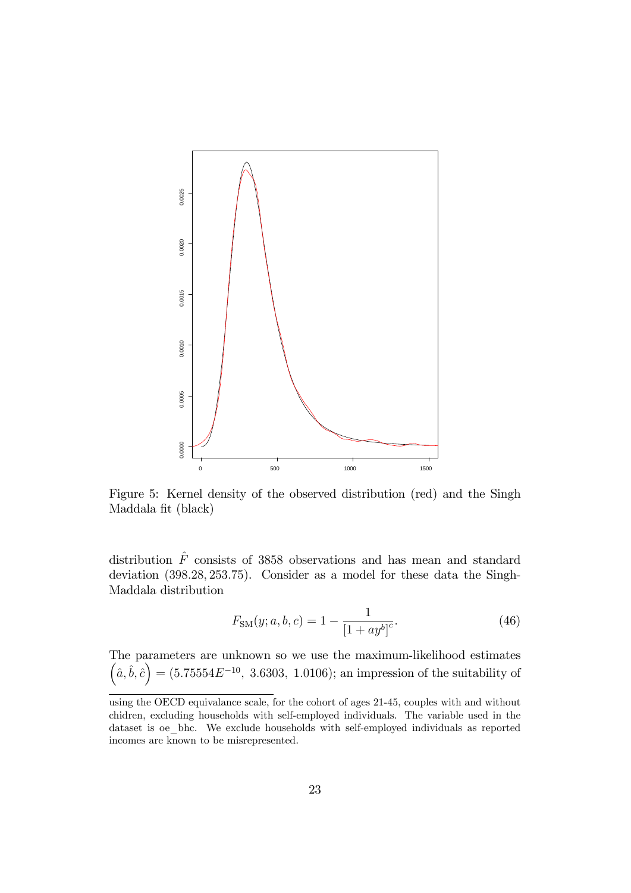Figure 5: Kernel density of the observed distribution (red) and the Singh Maddala fit (black)

distribution $\hat{F}$ consists of 3858 observations and has mean and standard deviation $(398.28, 253.75)$. Consider as a model for these data the Singh-Maddala distribution

$$F_{\mathrm{SM}}(y; a, b, c) = 1 - \frac{1}{[1 + ay^b]^c}. \tag{46}$$

The parameters are unknown so we use the maximum-likelihood estimates $\left(\hat{a}, \hat{b}, \hat{c}\right) = (5.75554E^{-10},\ 3.6303,\ 1.0106)$; an impression of the suitability of

---

using the OECD equivalance scale, for the cohort of ages 21-45, couples with and without chidren, excluding households with self-employed individuals. The variable used in the dataset is oe_bhc. We exclude households with self-employed individuals as reported incomes are known to be misrepresented.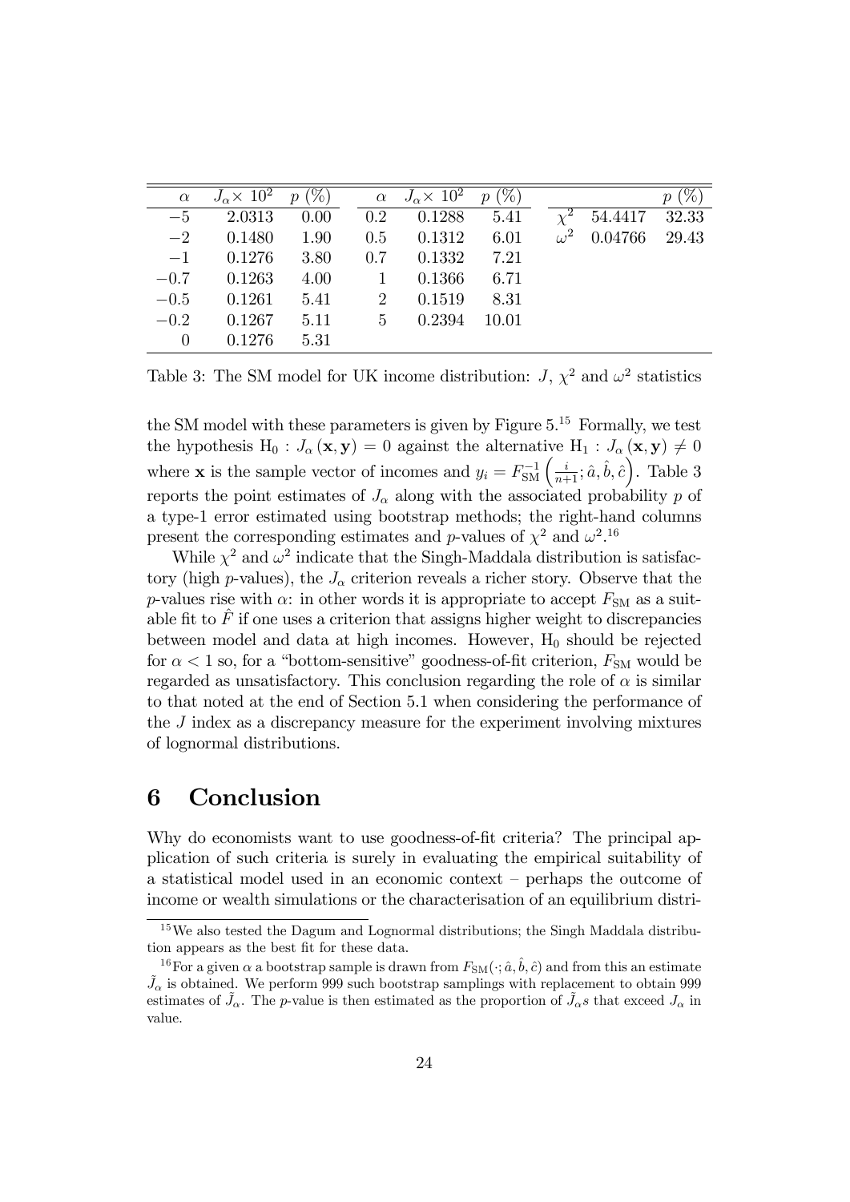| $\alpha$ | $J_\alpha \times 10^2$ | $p$ (%) | $\alpha$ | $J_\alpha \times 10^2$ | $p$ (%) | | | $p$ (%) |
|---|---|---|---|---|---|---|---|---|
| $-5$ | 2.0313 | 0.00 | 0.2 | 0.1288 | 5.41 | $\chi^2$ | 54.4417 | 32.33 |
| $-2$ | 0.1480 | 1.90 | 0.5 | 0.1312 | 6.01 | $\omega^2$ | 0.04766 | 29.43 |
| $-1$ | 0.1276 | 3.80 | 0.7 | 0.1332 | 7.21 | | | |
| $-0.7$ | 0.1263 | 4.00 | 1 | 0.1366 | 6.71 | | | |
| $-0.5$ | 0.1261 | 5.41 | 2 | 0.1519 | 8.31 | | | |
| $-0.2$ | 0.1267 | 5.11 | 5 | 0.2394 | 10.01 | | | |
| 0 | 0.1276 | 5.31 | | | | | | |

Table 3: The SM model for UK income distribution: $J$, $\chi^2$ and $\omega^2$ statistics

the SM model with these parameters is given by Figure 5.[15] Formally, we test the hypothesis $\mathrm{H}_0 : J_\alpha(\mathbf{x}, \mathbf{y}) = 0$ against the alternative $\mathrm{H}_1 : J_\alpha(\mathbf{x}, \mathbf{y}) \neq 0$ where $\mathbf{x}$ is the sample vector of incomes and $y_i = F_{\mathrm{SM}}^{-1}\left(\frac{i}{n+1}; \hat{a}, \hat{b}, \hat{c}\right)$. Table 3 reports the point estimates of $J_\alpha$ along with the associated probability $p$ of a type-1 error estimated using bootstrap methods; the right-hand columns present the corresponding estimates and $p$-values of $\chi^2$ and $\omega^2$.[16]

While $\chi^2$ and $\omega^2$ indicate that the Singh-Maddala distribution is satisfactory (high $p$-values), the $J_\alpha$ criterion reveals a richer story. Observe that the $p$-values rise with $\alpha$: in other words it is appropriate to accept $F_{\mathrm{SM}}$ as a suitable fit to $\hat{F}$ if one uses a criterion that assigns higher weight to discrepancies between model and data at high incomes. However, $\mathrm{H}_0$ should be rejected for $\alpha < 1$ so, for a "bottom-sensitive" goodness-of-fit criterion, $F_{\mathrm{SM}}$ would be regarded as unsatisfactory. This conclusion regarding the role of $\alpha$ is similar to that noted at the end of Section 5.1 when considering the performance of the $J$ index as a discrepancy measure for the experiment involving mixtures of lognormal distributions.

# 6 Conclusion

Why do economists want to use goodness-of-fit criteria? The principal application of such criteria is surely in evaluating the empirical suitability of a statistical model used in an economic context – perhaps the outcome of income or wealth simulations or the characterisation of an equilibrium distri-

[15] We also tested the Dagum and Lognormal distributions; the Singh Maddala distribution appears as the best fit for these data.

[16] For a given $\alpha$ a bootstrap sample is drawn from $F_{\mathrm{SM}}(\cdot; \hat{a}, \hat{b}, \hat{c})$ and from this an estimate $\tilde{J}_\alpha$ is obtained. We perform 999 such bootstrap samplings with replacement to obtain 999 estimates of $\tilde{J}_\alpha$. The $p$-value is then estimated as the proportion of $\tilde{J}_\alpha$s that exceed $J_\alpha$ in value.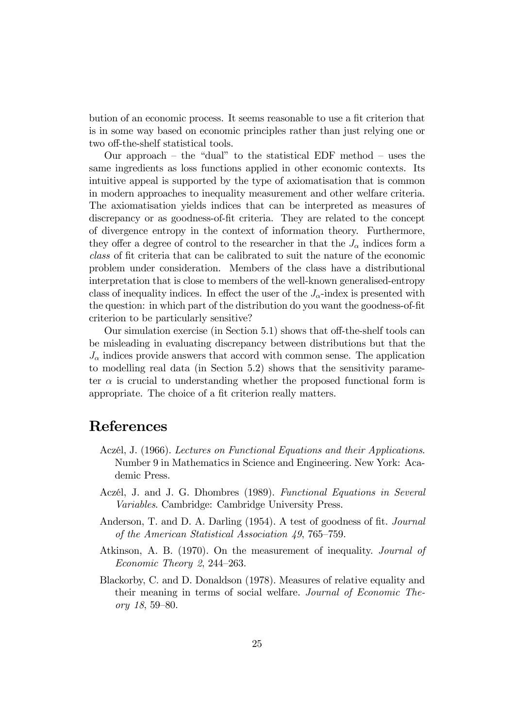bution of an economic process. It seems reasonable to use a fit criterion that is in some way based on economic principles rather than just relying one or two off-the-shelf statistical tools.

Our approach – the "dual" to the statistical EDF method – uses the same ingredients as loss functions applied in other economic contexts. Its intuitive appeal is supported by the type of axiomatisation that is common in modern approaches to inequality measurement and other welfare criteria. The axiomatisation yields indices that can be interpreted as measures of discrepancy or as goodness-of-fit criteria. They are related to the concept of divergence entropy in the context of information theory. Furthermore, they offer a degree of control to the researcher in that the $J_\alpha$ indices form a *class* of fit criteria that can be calibrated to suit the nature of the economic problem under consideration. Members of the class have a distributional interpretation that is close to members of the well-known generalised-entropy class of inequality indices. In effect the user of the $J_\alpha$-index is presented with the question: in which part of the distribution do you want the goodness-of-fit criterion to be particularly sensitive?

Our simulation exercise (in Section 5.1) shows that off-the-shelf tools can be misleading in evaluating discrepancy between distributions but that the $J_\alpha$ indices provide answers that accord with common sense. The application to modelling real data (in Section 5.2) shows that the sensitivity parameter $\alpha$ is crucial to understanding whether the proposed functional form is appropriate. The choice of a fit criterion really matters.

# References

Aczél, J. (1966). *Lectures on Functional Equations and their Applications*. Number 9 in Mathematics in Science and Engineering. New York: Academic Press.

Aczél, J. and J. G. Dhombres (1989). *Functional Equations in Several Variables*. Cambridge: Cambridge University Press.

Anderson, T. and D. A. Darling (1954). A test of goodness of fit. *Journal of the American Statistical Association 49*, 765–759.

Atkinson, A. B. (1970). On the measurement of inequality. *Journal of Economic Theory 2*, 244–263.

Blackorby, C. and D. Donaldson (1978). Measures of relative equality and their meaning in terms of social welfare. *Journal of Economic Theory 18*, 59–80.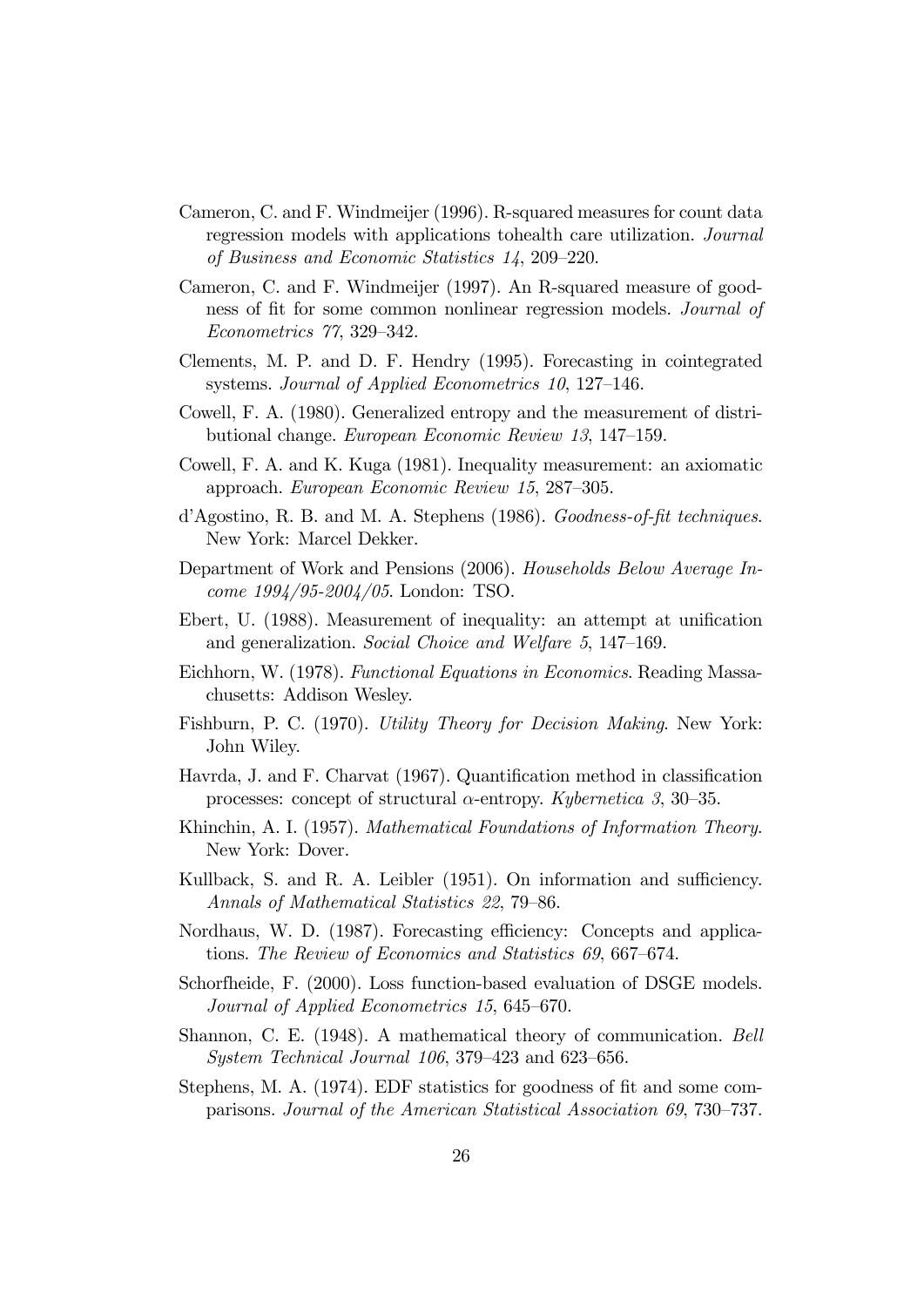Cameron, C. and F. Windmeijer (1996). R-squared measures for count data regression models with applications tohealth care utilization. *Journal of Business and Economic Statistics 14*, 209–220.

Cameron, C. and F. Windmeijer (1997). An R-squared measure of goodness of fit for some common nonlinear regression models. *Journal of Econometrics 77*, 329–342.

Clements, M. P. and D. F. Hendry (1995). Forecasting in cointegrated systems. *Journal of Applied Econometrics 10*, 127–146.

Cowell, F. A. (1980). Generalized entropy and the measurement of distributional change. *European Economic Review 13*, 147–159.

Cowell, F. A. and K. Kuga (1981). Inequality measurement: an axiomatic approach. *European Economic Review 15*, 287–305.

d'Agostino, R. B. and M. A. Stephens (1986). *Goodness-of-fit techniques*. New York: Marcel Dekker.

Department of Work and Pensions (2006). *Households Below Average Income 1994/95-2004/05*. London: TSO.

Ebert, U. (1988). Measurement of inequality: an attempt at unification and generalization. *Social Choice and Welfare 5*, 147–169.

Eichhorn, W. (1978). *Functional Equations in Economics*. Reading Massachusetts: Addison Wesley.

Fishburn, P. C. (1970). *Utility Theory for Decision Making*. New York: John Wiley.

Havrda, J. and F. Charvat (1967). Quantification method in classification processes: concept of structural $\alpha$-entropy. *Kybernetica 3*, 30–35.

Khinchin, A. I. (1957). *Mathematical Foundations of Information Theory*. New York: Dover.

Kullback, S. and R. A. Leibler (1951). On information and sufficiency. *Annals of Mathematical Statistics 22*, 79–86.

Nordhaus, W. D. (1987). Forecasting efficiency: Concepts and applications. *The Review of Economics and Statistics 69*, 667–674.

Schorfheide, F. (2000). Loss function-based evaluation of DSGE models. *Journal of Applied Econometrics 15*, 645–670.

Shannon, C. E. (1948). A mathematical theory of communication. *Bell System Technical Journal 106*, 379–423 and 623–656.

Stephens, M. A. (1974). EDF statistics for goodness of fit and some comparisons. *Journal of the American Statistical Association 69*, 730–737.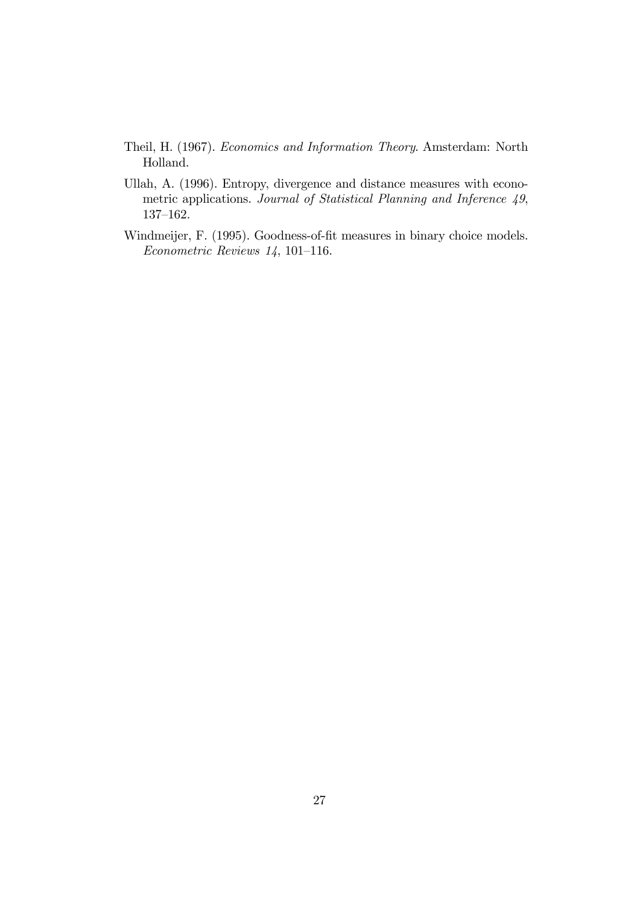Theil, H. (1967). *Economics and Information Theory*. Amsterdam: North Holland.

Ullah, A. (1996). Entropy, divergence and distance measures with econometric applications. *Journal of Statistical Planning and Inference 49*, 137–162.

Windmeijer, F. (1995). Goodness-of-fit measures in binary choice models. *Econometric Reviews 14*, 101–116.